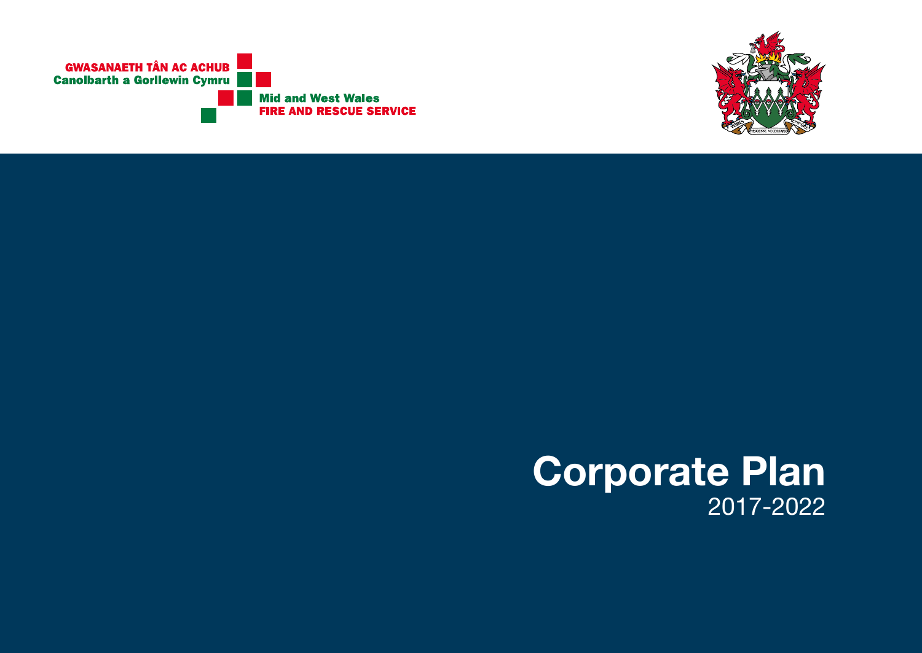GWASANAETH TÂN AC ACHUB
Canolbarth a Gorllewin Cymru

Mid and West Wales
FIRE AND RESCUE SERVICE

# Corporate Plan

2017-2022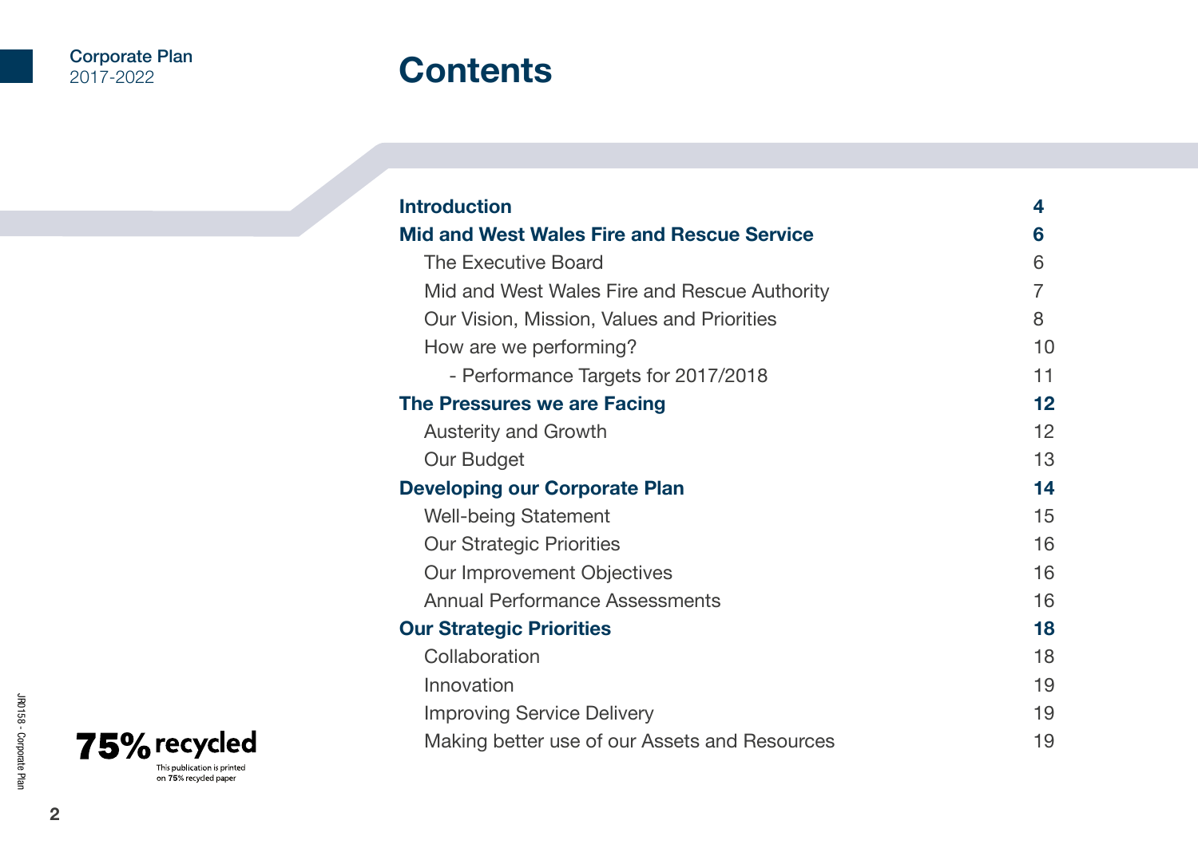# Contents

| | |
|---|---|
| **Introduction** | **4** |
| **Mid and West Wales Fire and Rescue Service** | **6** |
| The Executive Board | 6 |
| Mid and West Wales Fire and Rescue Authority | 7 |
| Our Vision, Mission, Values and Priorities | 8 |
| How are we performing? | 10 |
| - Performance Targets for 2017/2018 | 11 |
| **The Pressures we are Facing** | **12** |
| Austerity and Growth | 12 |
| Our Budget | 13 |
| **Developing our Corporate Plan** | **14** |
| Well-being Statement | 15 |
| Our Strategic Priorities | 16 |
| Our Improvement Objectives | 16 |
| Annual Performance Assessments | 16 |
| **Our Strategic Priorities** | **18** |
| Collaboration | 18 |
| Innovation | 19 |
| Improving Service Delivery | 19 |
| Making better use of our Assets and Resources | 19 |

75% recycled

This publication is printed on 75% recycled paper

JR0158 - Corporate Plan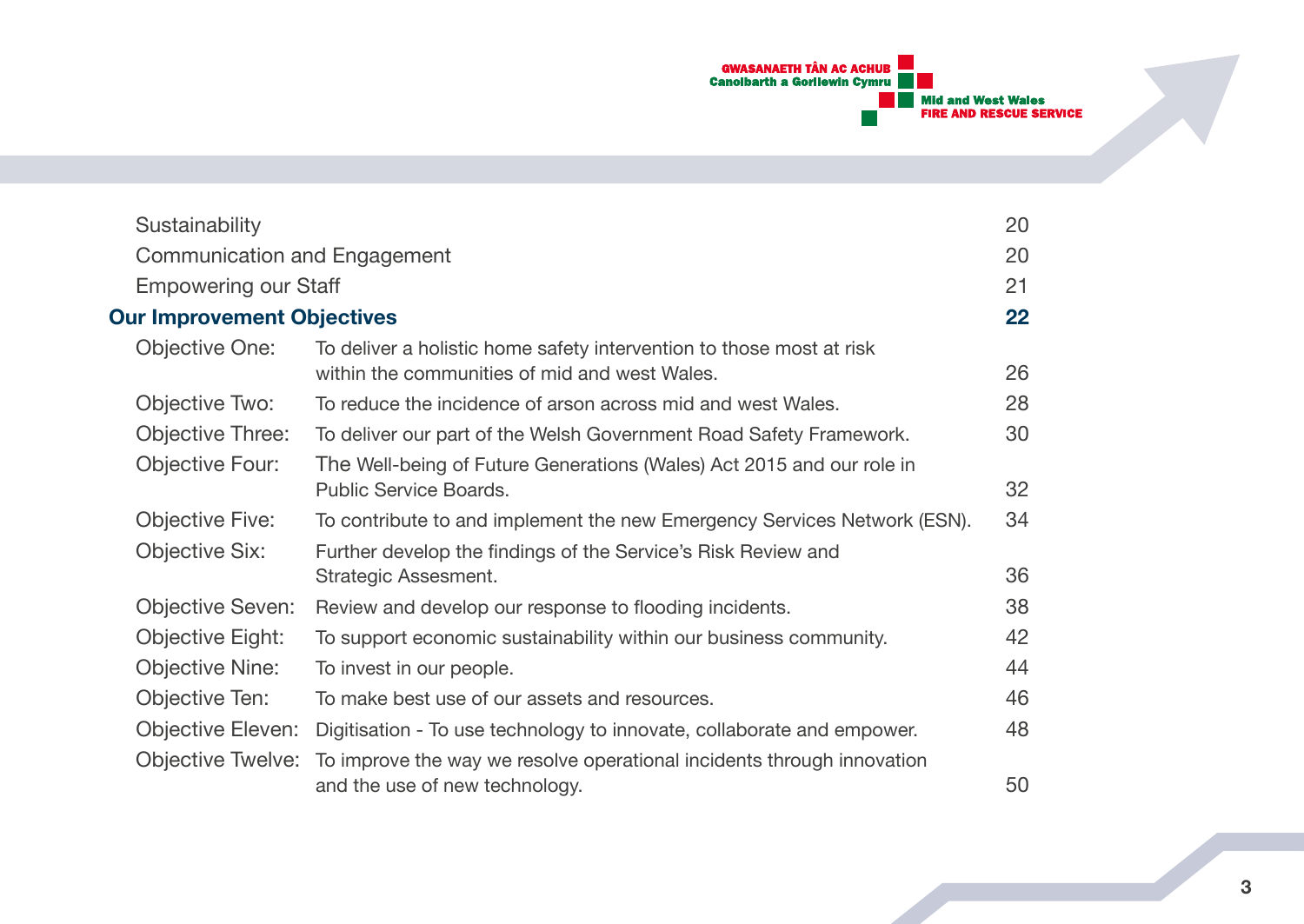| | | |
|---|---|---|
| Sustainability | | 20 |
| Communication and Engagement | | 20 |
| Empowering our Staff | | 21 |
| **Our Improvement Objectives** | | **22** |
| Objective One: | To deliver a holistic home safety intervention to those most at risk within the communities of mid and west Wales. | 26 |
| Objective Two: | To reduce the incidence of arson across mid and west Wales. | 28 |
| Objective Three: | To deliver our part of the Welsh Government Road Safety Framework. | 30 |
| Objective Four: | The Well-being of Future Generations (Wales) Act 2015 and our role in Public Service Boards. | 32 |
| Objective Five: | To contribute to and implement the new Emergency Services Network (ESN). | 34 |
| Objective Six: | Further develop the findings of the Service's Risk Review and Strategic Assesment. | 36 |
| Objective Seven: | Review and develop our response to flooding incidents. | 38 |
| Objective Eight: | To support economic sustainability within our business community. | 42 |
| Objective Nine: | To invest in our people. | 44 |
| Objective Ten: | To make best use of our assets and resources. | 46 |
| Objective Eleven: | Digitisation - To use technology to innovate, collaborate and empower. | 48 |
| Objective Twelve: | To improve the way we resolve operational incidents through innovation and the use of new technology. | 50 |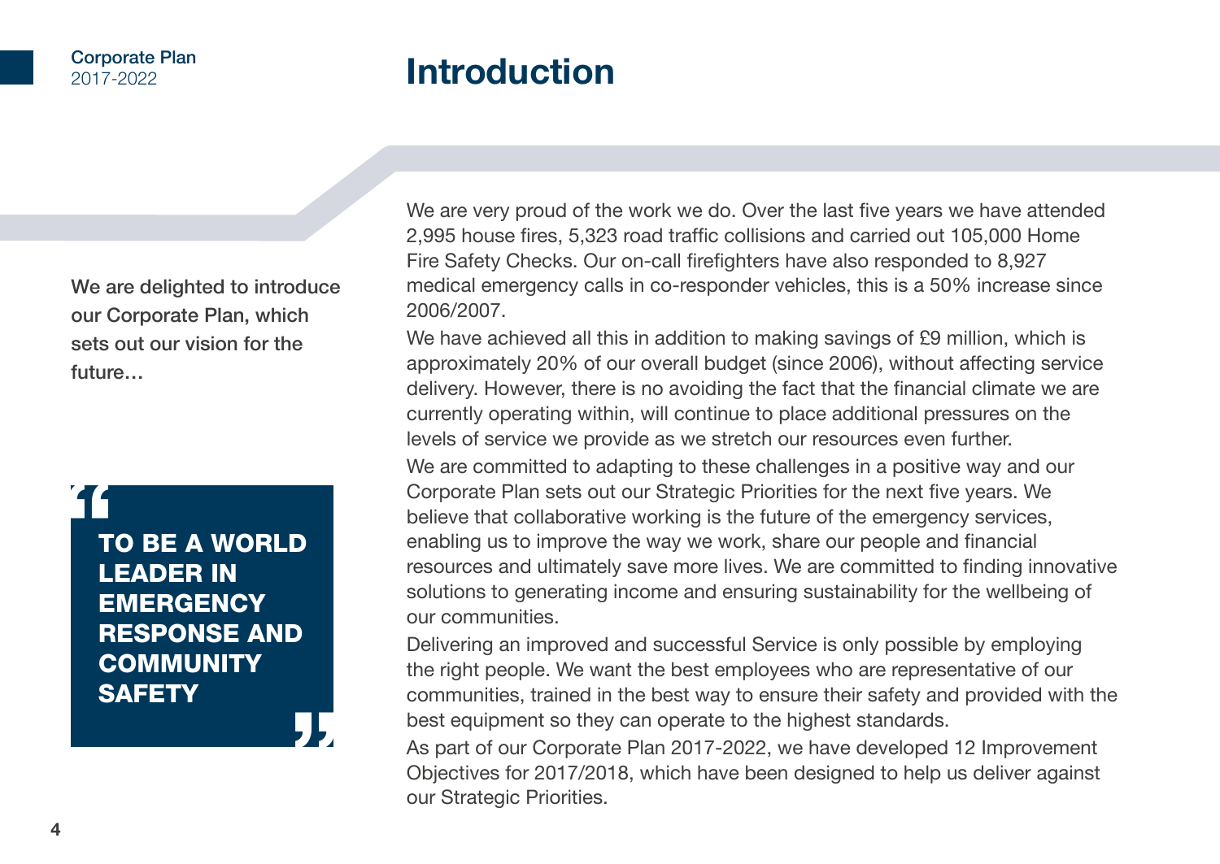# Introduction

We are delighted to introduce our Corporate Plan, which sets out our vision for the future…

> **“TO BE A WORLD LEADER IN EMERGENCY RESPONSE AND COMMUNITY SAFETY”**

We are very proud of the work we do. Over the last five years we have attended 2,995 house fires, 5,323 road traffic collisions and carried out 105,000 Home Fire Safety Checks. Our on-call firefighters have also responded to 8,927 medical emergency calls in co-responder vehicles, this is a 50% increase since 2006/2007.

We have achieved all this in addition to making savings of £9 million, which is approximately 20% of our overall budget (since 2006), without affecting service delivery. However, there is no avoiding the fact that the financial climate we are currently operating within, will continue to place additional pressures on the levels of service we provide as we stretch our resources even further.

We are committed to adapting to these challenges in a positive way and our Corporate Plan sets out our Strategic Priorities for the next five years. We believe that collaborative working is the future of the emergency services, enabling us to improve the way we work, share our people and financial resources and ultimately save more lives. We are committed to finding innovative solutions to generating income and ensuring sustainability for the wellbeing of our communities.

Delivering an improved and successful Service is only possible by employing the right people. We want the best employees who are representative of our communities, trained in the best way to ensure their safety and provided with the best equipment so they can operate to the highest standards.

As part of our Corporate Plan 2017-2022, we have developed 12 Improvement Objectives for 2017/2018, which have been designed to help us deliver against our Strategic Priorities.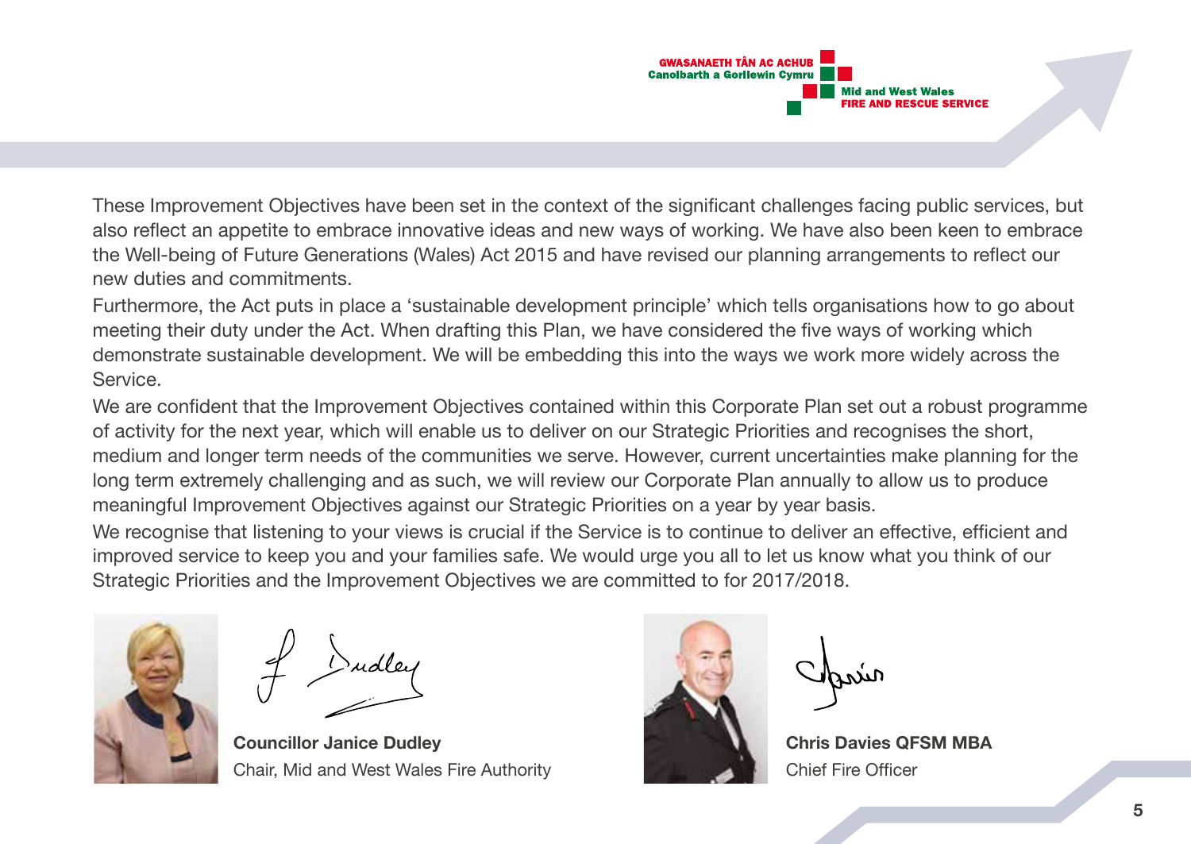These Improvement Objectives have been set in the context of the significant challenges facing public services, but also reflect an appetite to embrace innovative ideas and new ways of working. We have also been keen to embrace the Well-being of Future Generations (Wales) Act 2015 and have revised our planning arrangements to reflect our new duties and commitments.

Furthermore, the Act puts in place a 'sustainable development principle' which tells organisations how to go about meeting their duty under the Act. When drafting this Plan, we have considered the five ways of working which demonstrate sustainable development. We will be embedding this into the ways we work more widely across the Service.

We are confident that the Improvement Objectives contained within this Corporate Plan set out a robust programme of activity for the next year, which will enable us to deliver on our Strategic Priorities and recognises the short, medium and longer term needs of the communities we serve. However, current uncertainties make planning for the long term extremely challenging and as such, we will review our Corporate Plan annually to allow us to produce meaningful Improvement Objectives against our Strategic Priorities on a year by year basis.

We recognise that listening to your views is crucial if the Service is to continue to deliver an effective, efficient and improved service to keep you and your families safe. We would urge you all to let us know what you think of our Strategic Priorities and the Improvement Objectives we are committed to for 2017/2018.

**Councillor Janice Dudley**
Chair, Mid and West Wales Fire Authority

**Chris Davies QFSM MBA**
Chief Fire Officer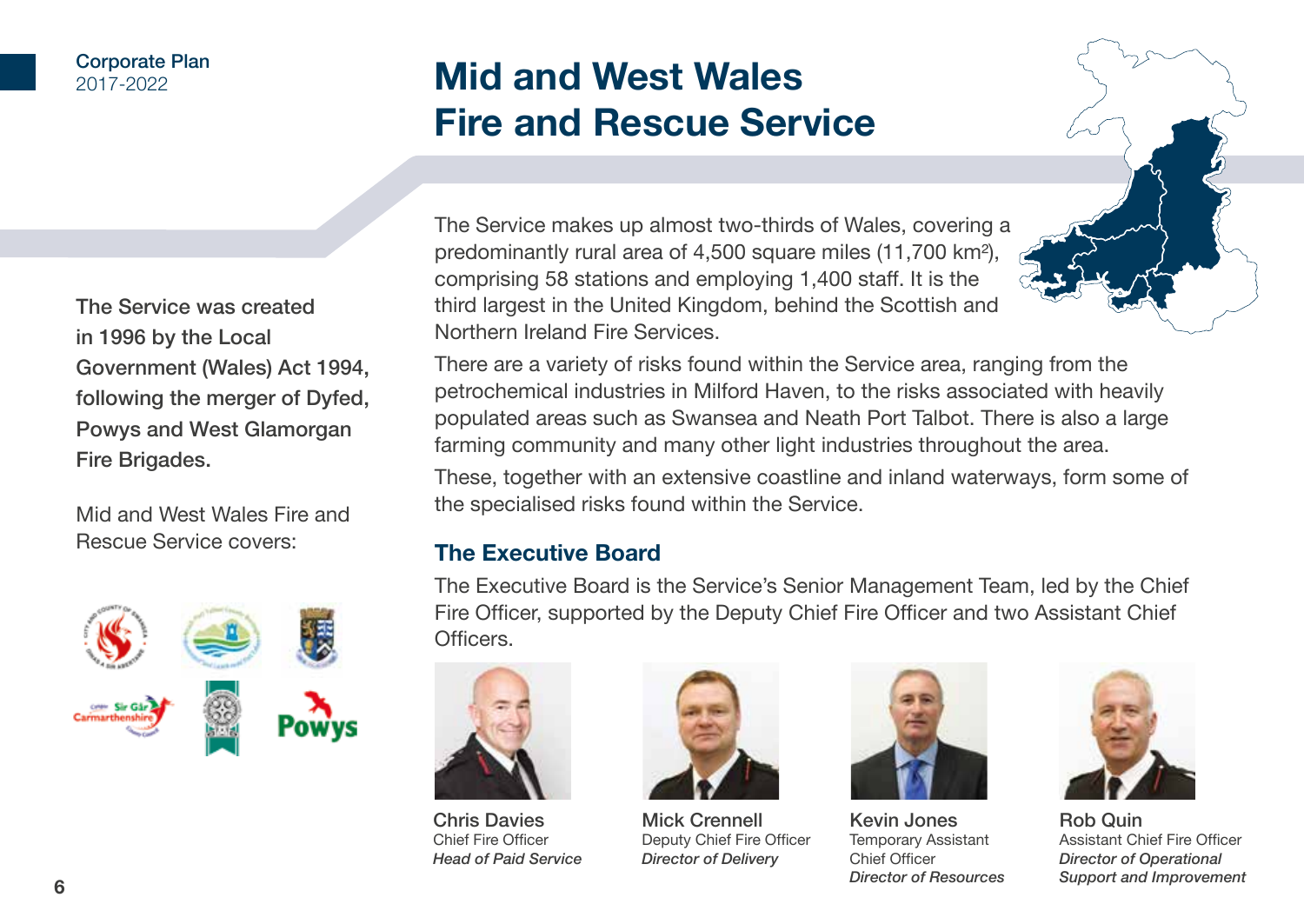# Mid and West Wales Fire and Rescue Service

**The Service was created in 1996 by the Local Government (Wales) Act 1994, following the merger of Dyfed, Powys and West Glamorgan Fire Brigades.**

Mid and West Wales Fire and Rescue Service covers:

The Service makes up almost two-thirds of Wales, covering a predominantly rural area of 4,500 square miles (11,700 km²), comprising 58 stations and employing 1,400 staff. It is the third largest in the United Kingdom, behind the Scottish and Northern Ireland Fire Services.

There are a variety of risks found within the Service area, ranging from the petrochemical industries in Milford Haven, to the risks associated with heavily populated areas such as Swansea and Neath Port Talbot. There is also a large farming community and many other light industries throughout the area.

These, together with an extensive coastline and inland waterways, form some of the specialised risks found within the Service.

## The Executive Board

The Executive Board is the Service's Senior Management Team, led by the Chief Fire Officer, supported by the Deputy Chief Fire Officer and two Assistant Chief Officers.

**Chris Davies**
Chief Fire Officer
*Head of Paid Service*

**Mick Crennell**
Deputy Chief Fire Officer
*Director of Delivery*

**Kevin Jones**
Temporary Assistant Chief Officer
*Director of Resources*

**Rob Quin**
Assistant Chief Fire Officer
*Director of Operational Support and Improvement*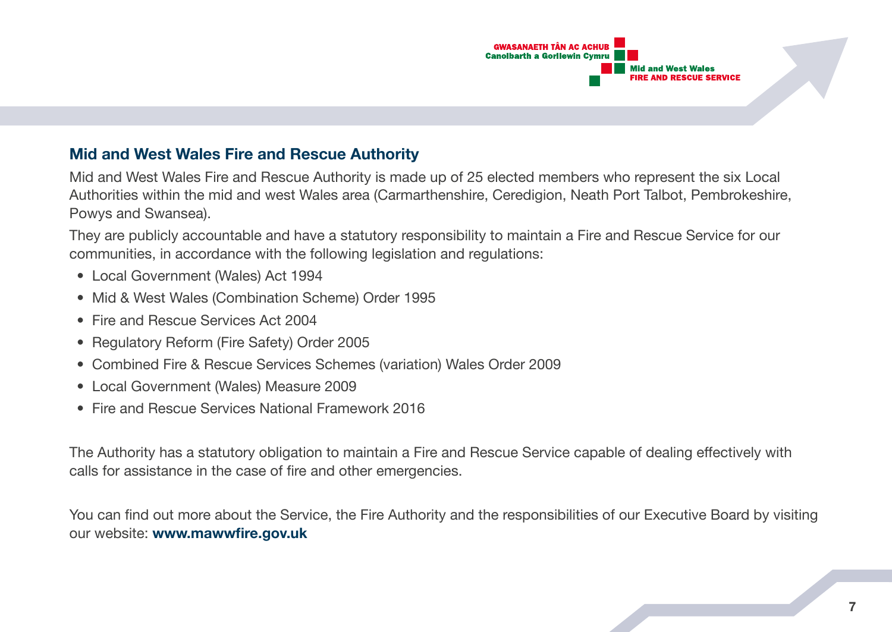## Mid and West Wales Fire and Rescue Authority

Mid and West Wales Fire and Rescue Authority is made up of 25 elected members who represent the six Local Authorities within the mid and west Wales area (Carmarthenshire, Ceredigion, Neath Port Talbot, Pembrokeshire, Powys and Swansea).

They are publicly accountable and have a statutory responsibility to maintain a Fire and Rescue Service for our communities, in accordance with the following legislation and regulations:

- Local Government (Wales) Act 1994
- Mid & West Wales (Combination Scheme) Order 1995
- Fire and Rescue Services Act 2004
- Regulatory Reform (Fire Safety) Order 2005
- Combined Fire & Rescue Services Schemes (variation) Wales Order 2009
- Local Government (Wales) Measure 2009
- Fire and Rescue Services National Framework 2016

The Authority has a statutory obligation to maintain a Fire and Rescue Service capable of dealing effectively with calls for assistance in the case of fire and other emergencies.

You can find out more about the Service, the Fire Authority and the responsibilities of our Executive Board by visiting our website: **www.mawwfire.gov.uk**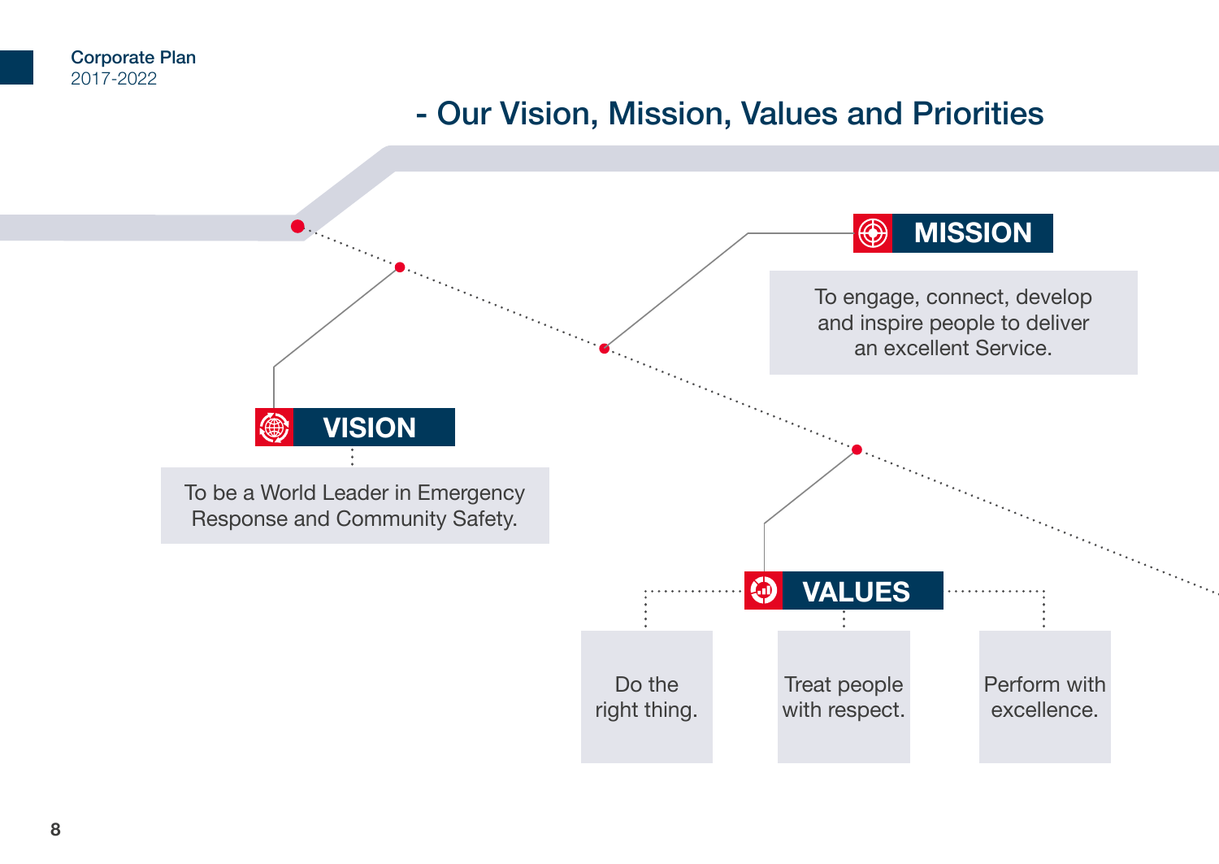# - Our Vision, Mission, Values and Priorities

## VISION

To be a World Leader in Emergency Response and Community Safety.

## MISSION

To engage, connect, develop and inspire people to deliver an excellent Service.

## VALUES

- Do the right thing.
- Treat people with respect.
- Perform with excellence.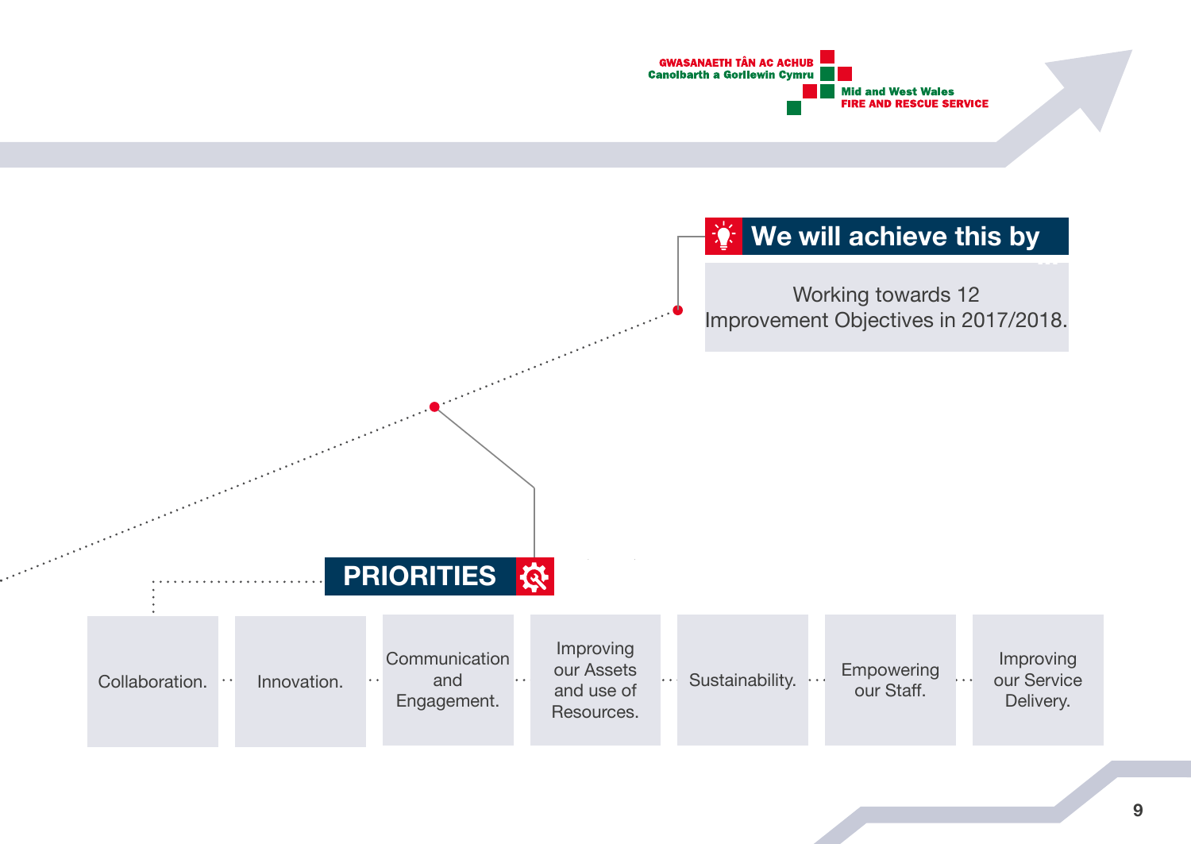GWASANAETH TÂN AC ACHUB
Canolbarth a Gorllewin Cymru

Mid and West Wales
FIRE AND RESCUE SERVICE

## We will achieve this by

Working towards 12 Improvement Objectives in 2017/2018.

## PRIORITIES

- Collaboration.
- Innovation.
- Communication and Engagement.
- Improving our Assets and use of Resources.
- Sustainability.
- Empowering our Staff.
- Improving our Service Delivery.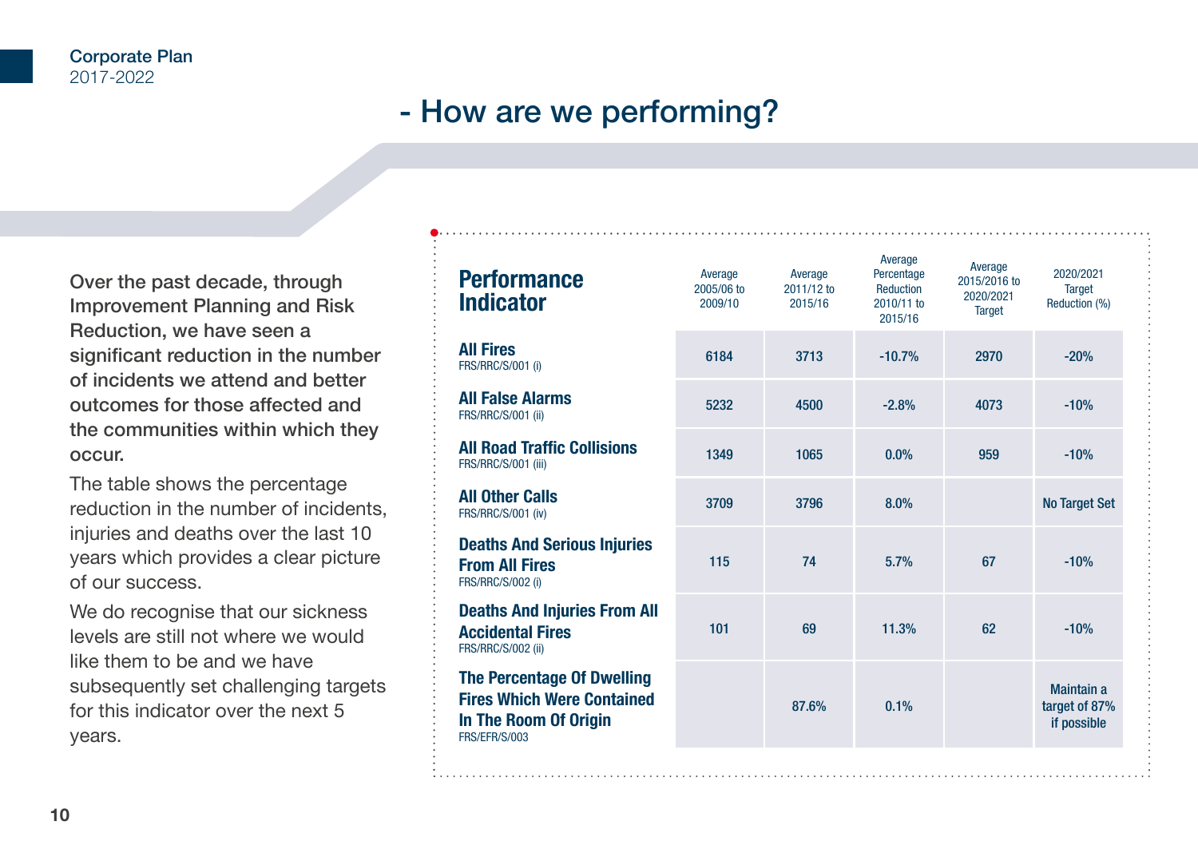## - How are we performing?

**Over the past decade, through Improvement Planning and Risk Reduction, we have seen a significant reduction in the number of incidents we attend and better outcomes for those affected and the communities within which they occur.**

The table shows the percentage reduction in the number of incidents, injuries and deaths over the last 10 years which provides a clear picture of our success.

We do recognise that our sickness levels are still not where we would like them to be and we have subsequently set challenging targets for this indicator over the next 5 years.

| Performance Indicator | Average 2005/06 to 2009/10 | Average 2011/12 to 2015/16 | Average Percentage Reduction 2010/11 to 2015/16 | Average 2015/2016 to 2020/2021 Target | 2020/2021 Target Reduction (%) |
|---|---|---|---|---|---|
| **All Fires** FRS/RRC/S/001 (i) | 6184 | 3713 | -10.7% | 2970 | -20% |
| **All False Alarms** FRS/RRC/S/001 (ii) | 5232 | 4500 | -2.8% | 4073 | -10% |
| **All Road Traffic Collisions** FRS/RRC/S/001 (iii) | 1349 | 1065 | 0.0% | 959 | -10% |
| **All Other Calls** FRS/RRC/S/001 (iv) | 3709 | 3796 | 8.0% | | No Target Set |
| **Deaths And Serious Injuries From All Fires** FRS/RRC/S/002 (i) | 115 | 74 | 5.7% | 67 | -10% |
| **Deaths And Injuries From All Accidental Fires** FRS/RRC/S/002 (ii) | 101 | 69 | 11.3% | 62 | -10% |
| **The Percentage Of Dwelling Fires Which Were Contained In The Room Of Origin** FRS/EFR/S/003 | | 87.6% | 0.1% | | Maintain a target of 87% if possible |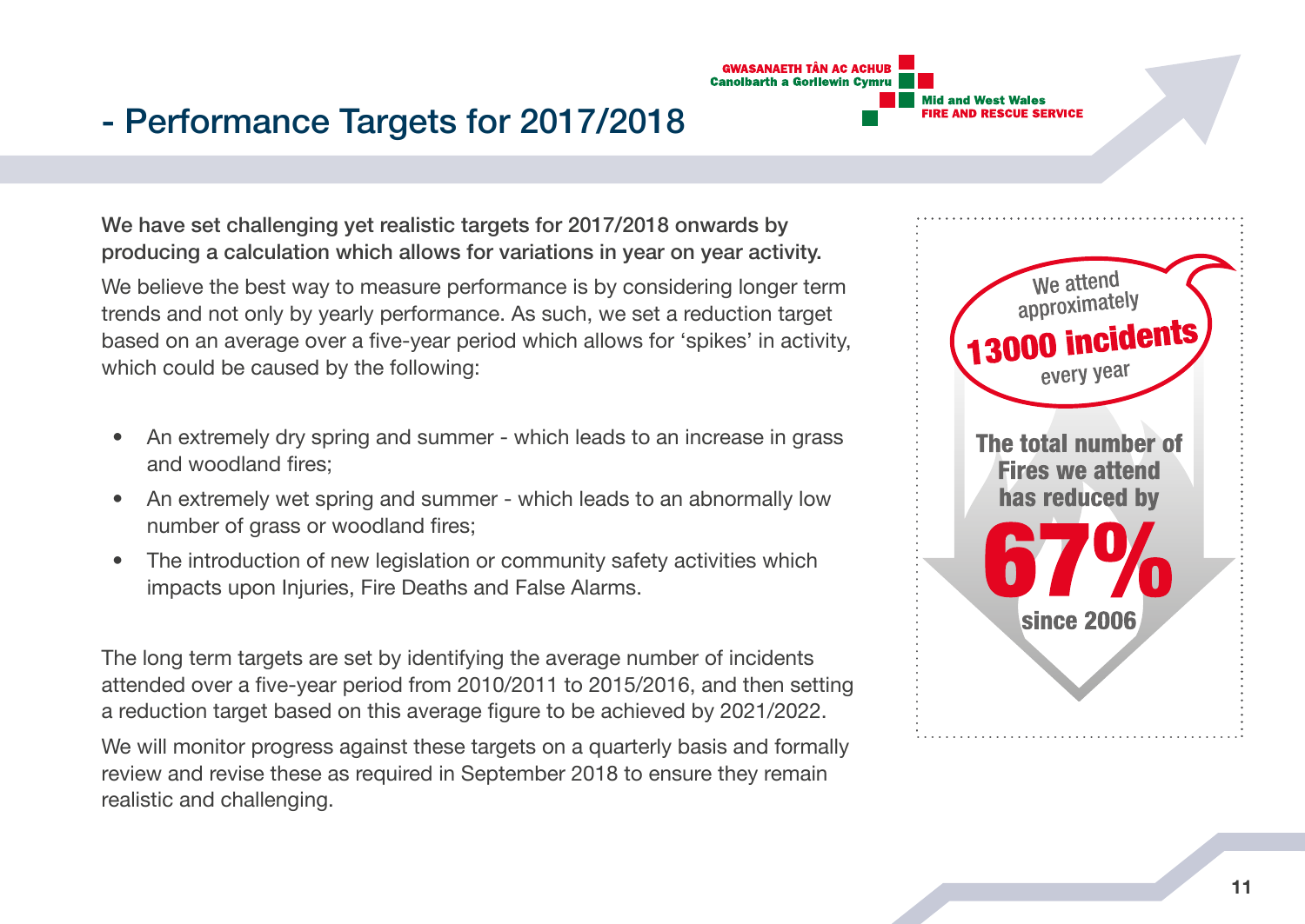## - Performance Targets for 2017/2018

**We have set challenging yet realistic targets for 2017/2018 onwards by producing a calculation which allows for variations in year on year activity.**

We believe the best way to measure performance is by considering longer term trends and not only by yearly performance. As such, we set a reduction target based on an average over a five-year period which allows for 'spikes' in activity, which could be caused by the following:

- An extremely dry spring and summer - which leads to an increase in grass and woodland fires;
- An extremely wet spring and summer - which leads to an abnormally low number of grass or woodland fires;
- The introduction of new legislation or community safety activities which impacts upon Injuries, Fire Deaths and False Alarms.

The long term targets are set by identifying the average number of incidents attended over a five-year period from 2010/2011 to 2015/2016, and then setting a reduction target based on this average figure to be achieved by 2021/2022.

We will monitor progress against these targets on a quarterly basis and formally review and revise these as required in September 2018 to ensure they remain realistic and challenging.

We attend approximately **13000 incidents** every year

**The total number of Fires we attend has reduced by 67% since 2006**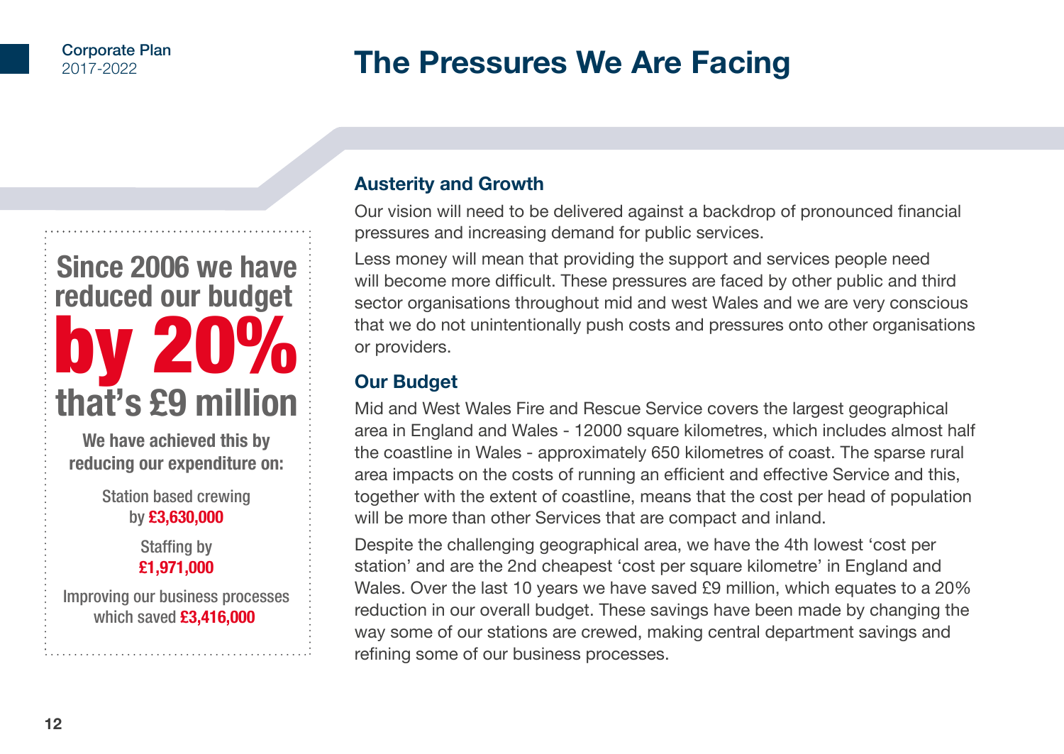# The Pressures We Are Facing

**Since 2006 we have reduced our budget by 20% that's £9 million**

**We have achieved this by reducing our expenditure on:**

Station based crewing by **£3,630,000**

Staffing by **£1,971,000**

Improving our business processes which saved **£3,416,000**

## Austerity and Growth

Our vision will need to be delivered against a backdrop of pronounced financial pressures and increasing demand for public services.

Less money will mean that providing the support and services people need will become more difficult. These pressures are faced by other public and third sector organisations throughout mid and west Wales and we are very conscious that we do not unintentionally push costs and pressures onto other organisations or providers.

## Our Budget

Mid and West Wales Fire and Rescue Service covers the largest geographical area in England and Wales - 12000 square kilometres, which includes almost half the coastline in Wales - approximately 650 kilometres of coast. The sparse rural area impacts on the costs of running an efficient and effective Service and this, together with the extent of coastline, means that the cost per head of population will be more than other Services that are compact and inland.

Despite the challenging geographical area, we have the 4th lowest 'cost per station' and are the 2nd cheapest 'cost per square kilometre' in England and Wales. Over the last 10 years we have saved £9 million, which equates to a 20% reduction in our overall budget. These savings have been made by changing the way some of our stations are crewed, making central department savings and refining some of our business processes.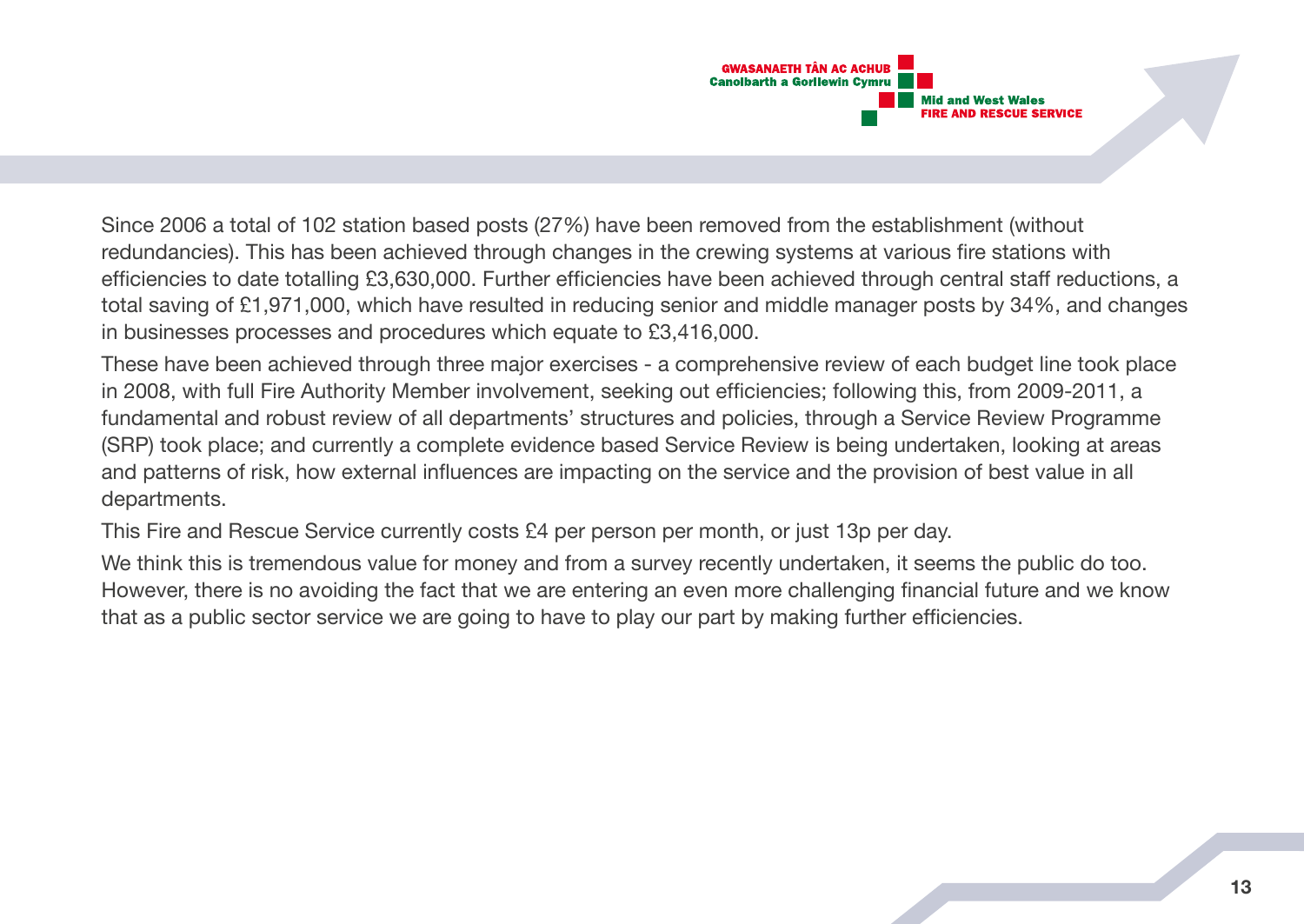Since 2006 a total of 102 station based posts (27%) have been removed from the establishment (without redundancies). This has been achieved through changes in the crewing systems at various fire stations with efficiencies to date totalling £3,630,000. Further efficiencies have been achieved through central staff reductions, a total saving of £1,971,000, which have resulted in reducing senior and middle manager posts by 34%, and changes in businesses processes and procedures which equate to £3,416,000.

These have been achieved through three major exercises - a comprehensive review of each budget line took place in 2008, with full Fire Authority Member involvement, seeking out efficiencies; following this, from 2009-2011, a fundamental and robust review of all departments' structures and policies, through a Service Review Programme (SRP) took place; and currently a complete evidence based Service Review is being undertaken, looking at areas and patterns of risk, how external influences are impacting on the service and the provision of best value in all departments.

This Fire and Rescue Service currently costs £4 per person per month, or just 13p per day.

We think this is tremendous value for money and from a survey recently undertaken, it seems the public do too. However, there is no avoiding the fact that we are entering an even more challenging financial future and we know that as a public sector service we are going to have to play our part by making further efficiencies.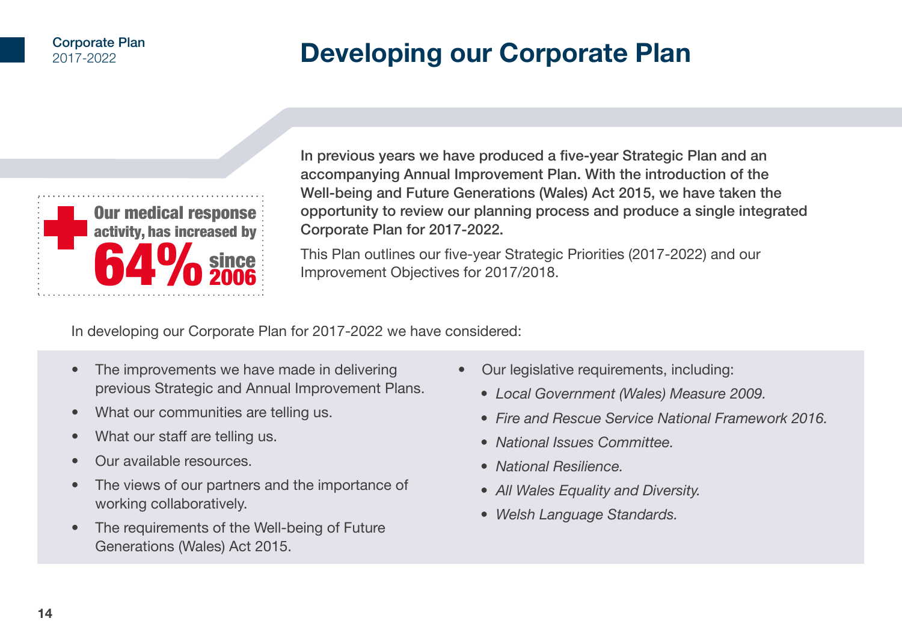# Developing our Corporate Plan

**Our medical response activity, has increased by 64% since 2006**

**In previous years we have produced a five-year Strategic Plan and an accompanying Annual Improvement Plan. With the introduction of the Well-being and Future Generations (Wales) Act 2015, we have taken the opportunity to review our planning process and produce a single integrated Corporate Plan for 2017-2022.**

This Plan outlines our five-year Strategic Priorities (2017-2022) and our Improvement Objectives for 2017/2018.

In developing our Corporate Plan for 2017-2022 we have considered:

- The improvements we have made in delivering previous Strategic and Annual Improvement Plans.
- What our communities are telling us.
- What our staff are telling us.
- Our available resources.
- The views of our partners and the importance of working collaboratively.
- The requirements of the Well-being of Future Generations (Wales) Act 2015.
- Our legislative requirements, including:
  - *Local Government (Wales) Measure 2009.*
  - *Fire and Rescue Service National Framework 2016.*
  - *National Issues Committee.*
  - *National Resilience.*
  - *All Wales Equality and Diversity.*
  - *Welsh Language Standards.*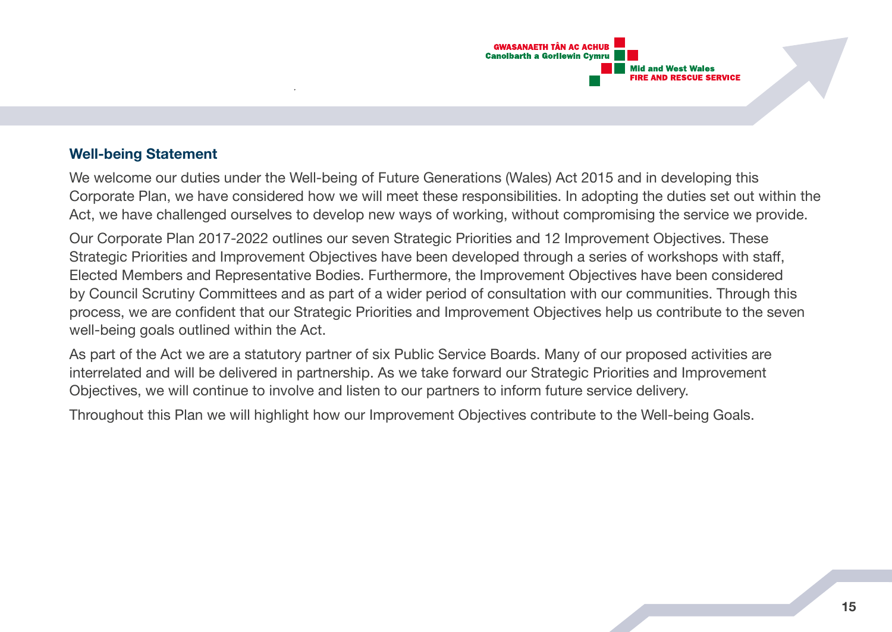## Well-being Statement

We welcome our duties under the Well-being of Future Generations (Wales) Act 2015 and in developing this Corporate Plan, we have considered how we will meet these responsibilities. In adopting the duties set out within the Act, we have challenged ourselves to develop new ways of working, without compromising the service we provide.

Our Corporate Plan 2017-2022 outlines our seven Strategic Priorities and 12 Improvement Objectives. These Strategic Priorities and Improvement Objectives have been developed through a series of workshops with staff, Elected Members and Representative Bodies. Furthermore, the Improvement Objectives have been considered by Council Scrutiny Committees and as part of a wider period of consultation with our communities. Through this process, we are confident that our Strategic Priorities and Improvement Objectives help us contribute to the seven well-being goals outlined within the Act.

As part of the Act we are a statutory partner of six Public Service Boards. Many of our proposed activities are interrelated and will be delivered in partnership. As we take forward our Strategic Priorities and Improvement Objectives, we will continue to involve and listen to our partners to inform future service delivery.

Throughout this Plan we will highlight how our Improvement Objectives contribute to the Well-being Goals.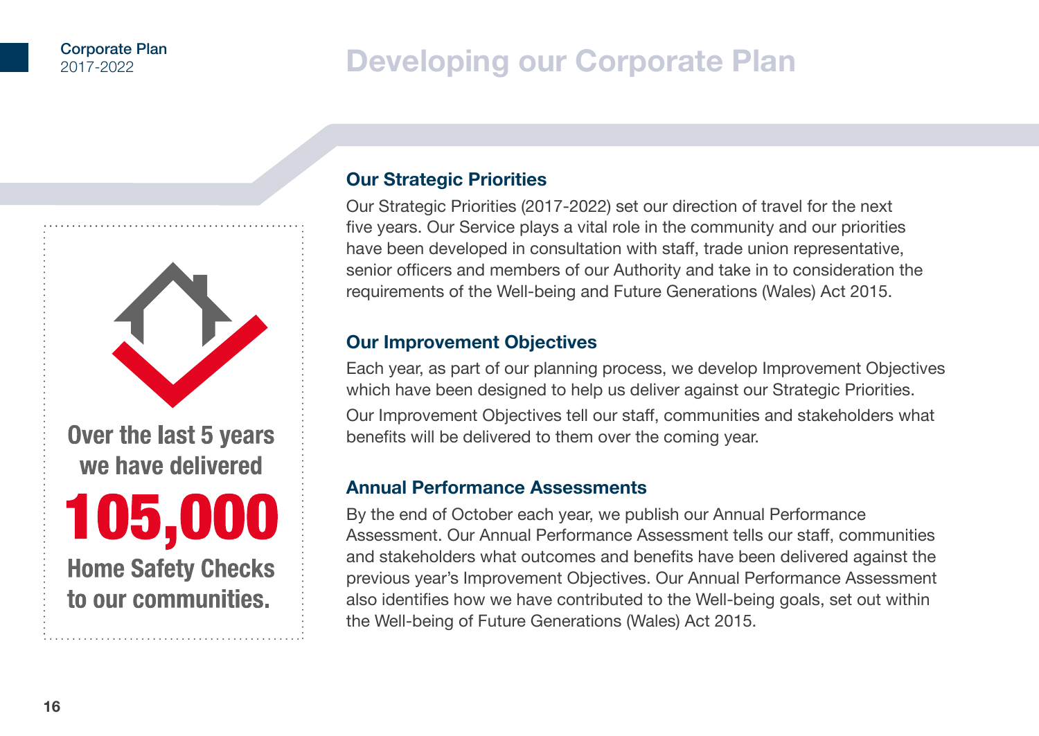# Developing our Corporate Plan

Over the last 5 years we have delivered **105,000** Home Safety Checks to our communities.

## Our Strategic Priorities

Our Strategic Priorities (2017-2022) set our direction of travel for the next five years. Our Service plays a vital role in the community and our priorities have been developed in consultation with staff, trade union representative, senior officers and members of our Authority and take in to consideration the requirements of the Well-being and Future Generations (Wales) Act 2015.

## Our Improvement Objectives

Each year, as part of our planning process, we develop Improvement Objectives which have been designed to help us deliver against our Strategic Priorities.

Our Improvement Objectives tell our staff, communities and stakeholders what benefits will be delivered to them over the coming year.

## Annual Performance Assessments

By the end of October each year, we publish our Annual Performance Assessment. Our Annual Performance Assessment tells our staff, communities and stakeholders what outcomes and benefits have been delivered against the previous year's Improvement Objectives. Our Annual Performance Assessment also identifies how we have contributed to the Well-being goals, set out within the Well-being of Future Generations (Wales) Act 2015.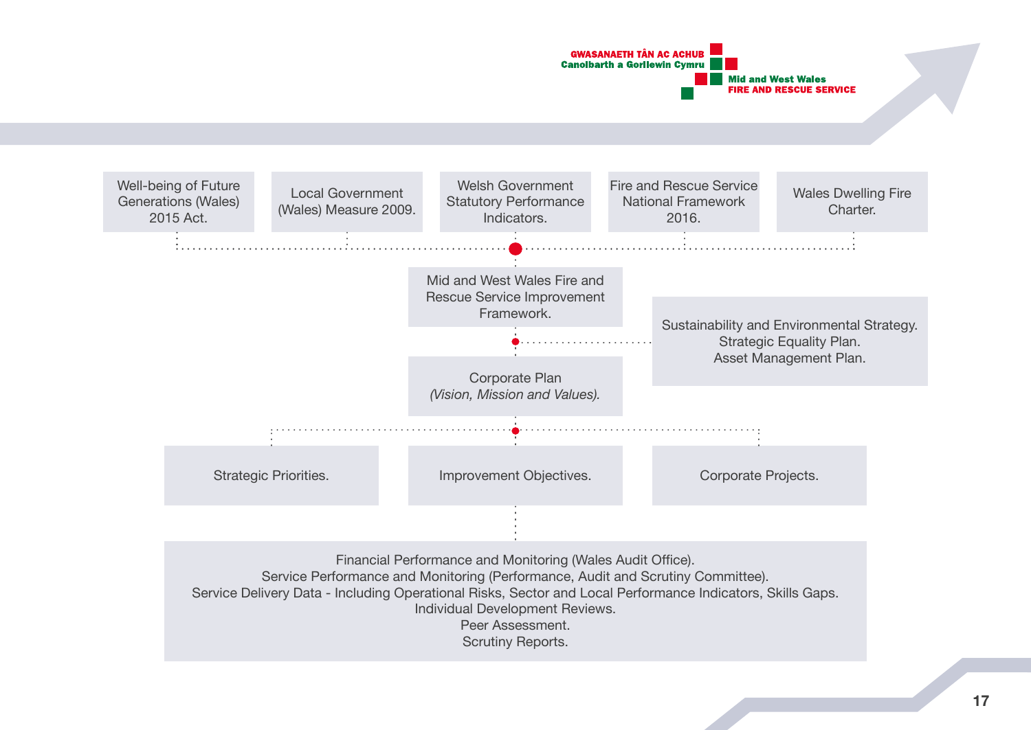Well-being of Future Generations (Wales) 2015 Act.

Local Government (Wales) Measure 2009.

Welsh Government Statutory Performance Indicators.

Fire and Rescue Service National Framework 2016.

Wales Dwelling Fire Charter.

Mid and West Wales Fire and Rescue Service Improvement Framework.

Sustainability and Environmental Strategy.
Strategic Equality Plan.
Asset Management Plan.

Corporate Plan
*(Vision, Mission and Values).*

Strategic Priorities.

Improvement Objectives.

Corporate Projects.

Financial Performance and Monitoring (Wales Audit Office).
Service Performance and Monitoring (Performance, Audit and Scrutiny Committee).
Service Delivery Data - Including Operational Risks, Sector and Local Performance Indicators, Skills Gaps.
Individual Development Reviews.
Peer Assessment.
Scrutiny Reports.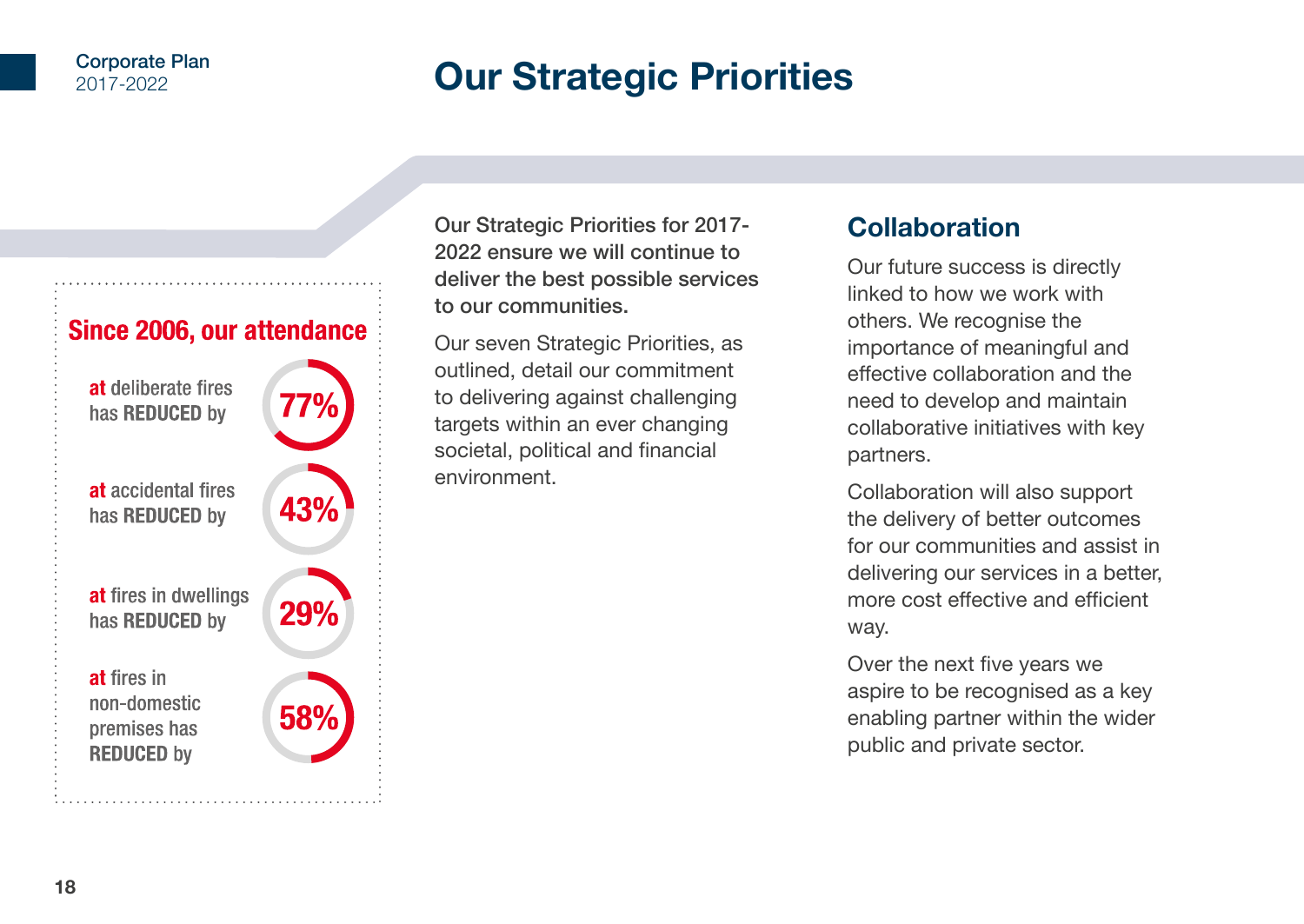# Our Strategic Priorities

**Since 2006, our attendance**

- **at** deliberate fires has **REDUCED** by **77%**
- **at** accidental fires has **REDUCED** by **43%**
- **at** fires in dwellings has **REDUCED** by **29%**
- **at** fires in non-domestic premises has **REDUCED** by **58%**

**Our Strategic Priorities for 2017-2022 ensure we will continue to deliver the best possible services to our communities.**

Our seven Strategic Priorities, as outlined, detail our commitment to delivering against challenging targets within an ever changing societal, political and financial environment.

## Collaboration

Our future success is directly linked to how we work with others. We recognise the importance of meaningful and effective collaboration and the need to develop and maintain collaborative initiatives with key partners.

Collaboration will also support the delivery of better outcomes for our communities and assist in delivering our services in a better, more cost effective and efficient way.

Over the next five years we aspire to be recognised as a key enabling partner within the wider public and private sector.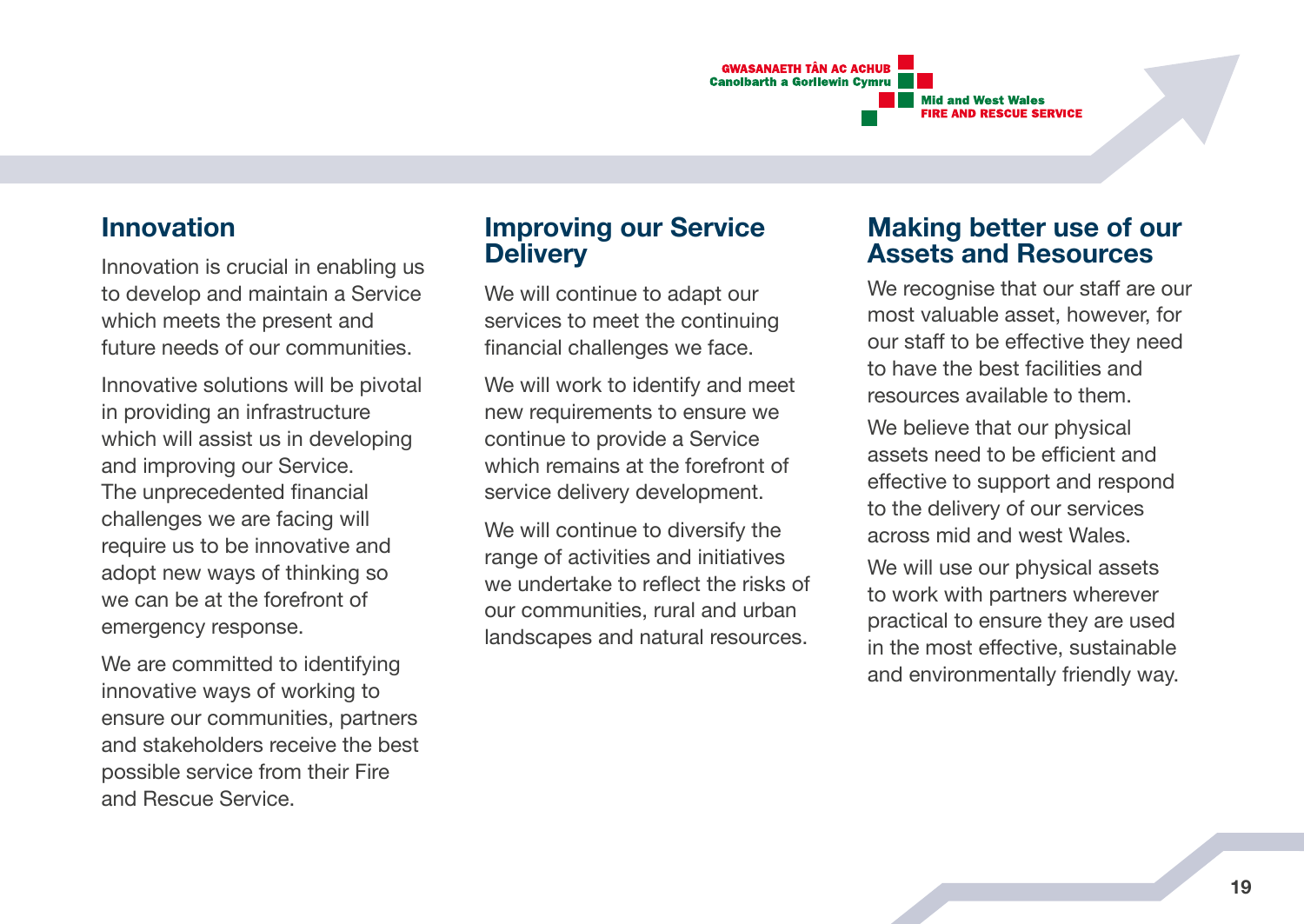## Innovation

Innovation is crucial in enabling us to develop and maintain a Service which meets the present and future needs of our communities.

Innovative solutions will be pivotal in providing an infrastructure which will assist us in developing and improving our Service. The unprecedented financial challenges we are facing will require us to be innovative and adopt new ways of thinking so we can be at the forefront of emergency response.

We are committed to identifying innovative ways of working to ensure our communities, partners and stakeholders receive the best possible service from their Fire and Rescue Service.

## Improving our Service Delivery

We will continue to adapt our services to meet the continuing financial challenges we face.

We will work to identify and meet new requirements to ensure we continue to provide a Service which remains at the forefront of service delivery development.

We will continue to diversify the range of activities and initiatives we undertake to reflect the risks of our communities, rural and urban landscapes and natural resources.

## Making better use of our Assets and Resources

We recognise that our staff are our most valuable asset, however, for our staff to be effective they need to have the best facilities and resources available to them.

We believe that our physical assets need to be efficient and effective to support and respond to the delivery of our services across mid and west Wales.

We will use our physical assets to work with partners wherever practical to ensure they are used in the most effective, sustainable and environmentally friendly way.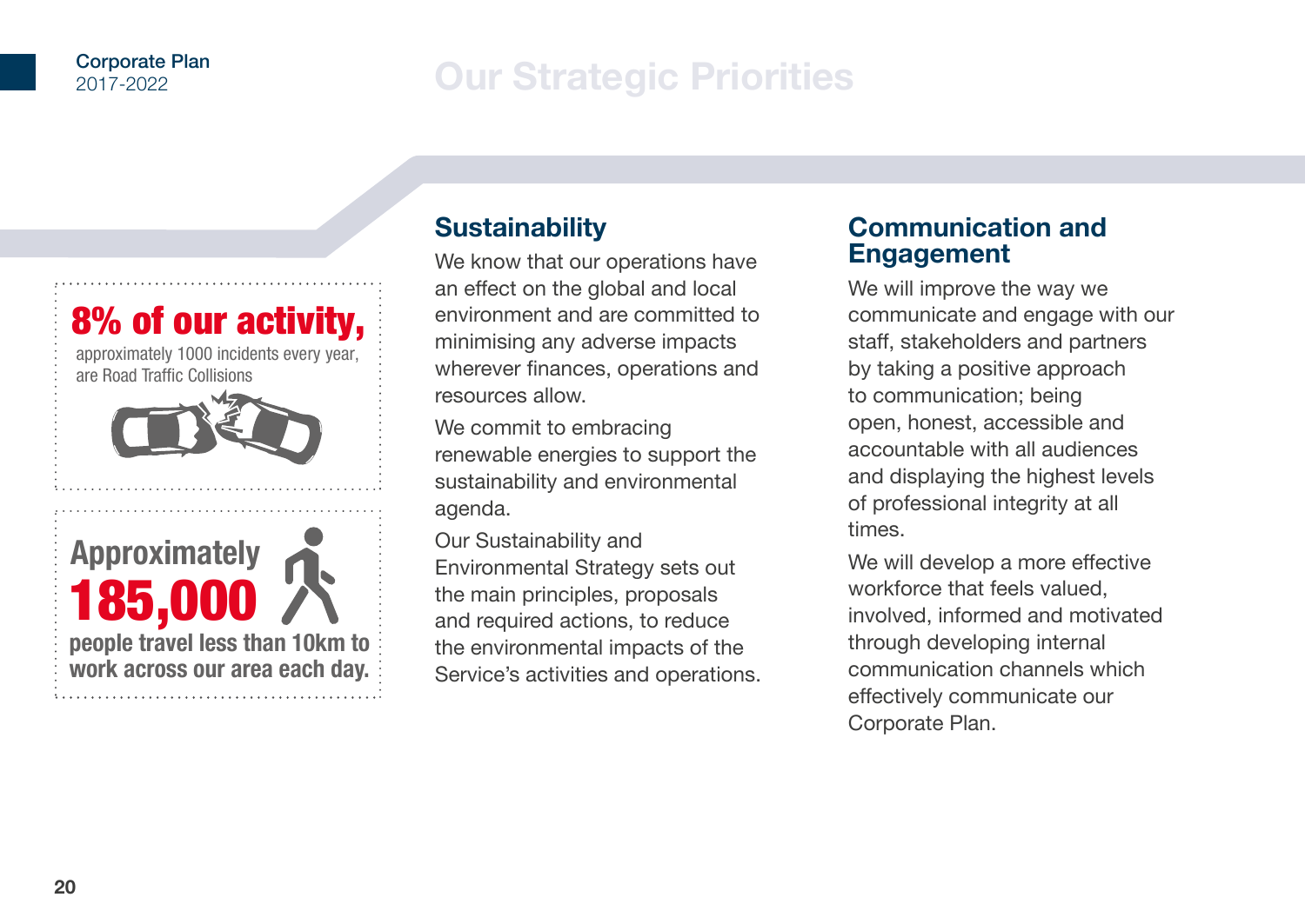# Our Strategic Priorities

**8% of our activity,**
approximately 1000 incidents every year, are Road Traffic Collisions

**Approximately 185,000**
people travel less than 10km to work across our area each day.

## Sustainability

We know that our operations have an effect on the global and local environment and are committed to minimising any adverse impacts wherever finances, operations and resources allow.

We commit to embracing renewable energies to support the sustainability and environmental agenda.

Our Sustainability and Environmental Strategy sets out the main principles, proposals and required actions, to reduce the environmental impacts of the Service's activities and operations.

## Communication and Engagement

We will improve the way we communicate and engage with our staff, stakeholders and partners by taking a positive approach to communication; being open, honest, accessible and accountable with all audiences and displaying the highest levels of professional integrity at all times.

We will develop a more effective workforce that feels valued, involved, informed and motivated through developing internal communication channels which effectively communicate our Corporate Plan.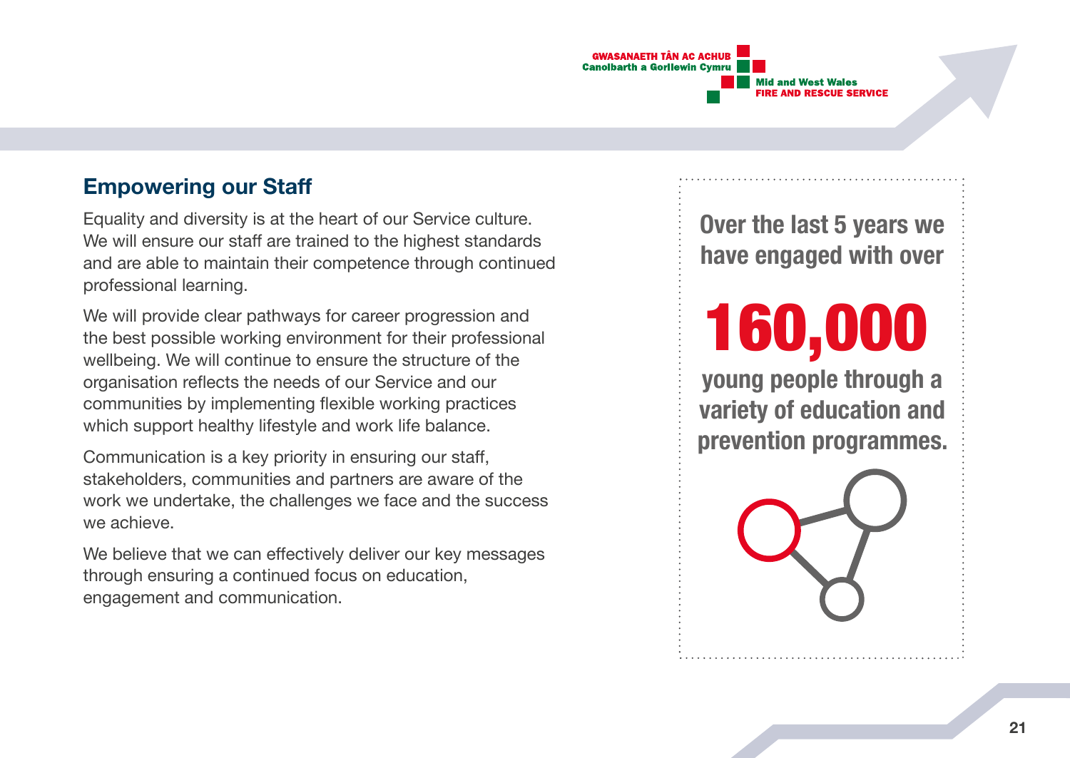## Empowering our Staff

Equality and diversity is at the heart of our Service culture. We will ensure our staff are trained to the highest standards and are able to maintain their competence through continued professional learning.

We will provide clear pathways for career progression and the best possible working environment for their professional wellbeing. We will continue to ensure the structure of the organisation reflects the needs of our Service and our communities by implementing flexible working practices which support healthy lifestyle and work life balance.

Communication is a key priority in ensuring our staff, stakeholders, communities and partners are aware of the work we undertake, the challenges we face and the success we achieve.

We believe that we can effectively deliver our key messages through ensuring a continued focus on education, engagement and communication.

**Over the last 5 years we have engaged with over**

**160,000**

**young people through a variety of education and prevention programmes.**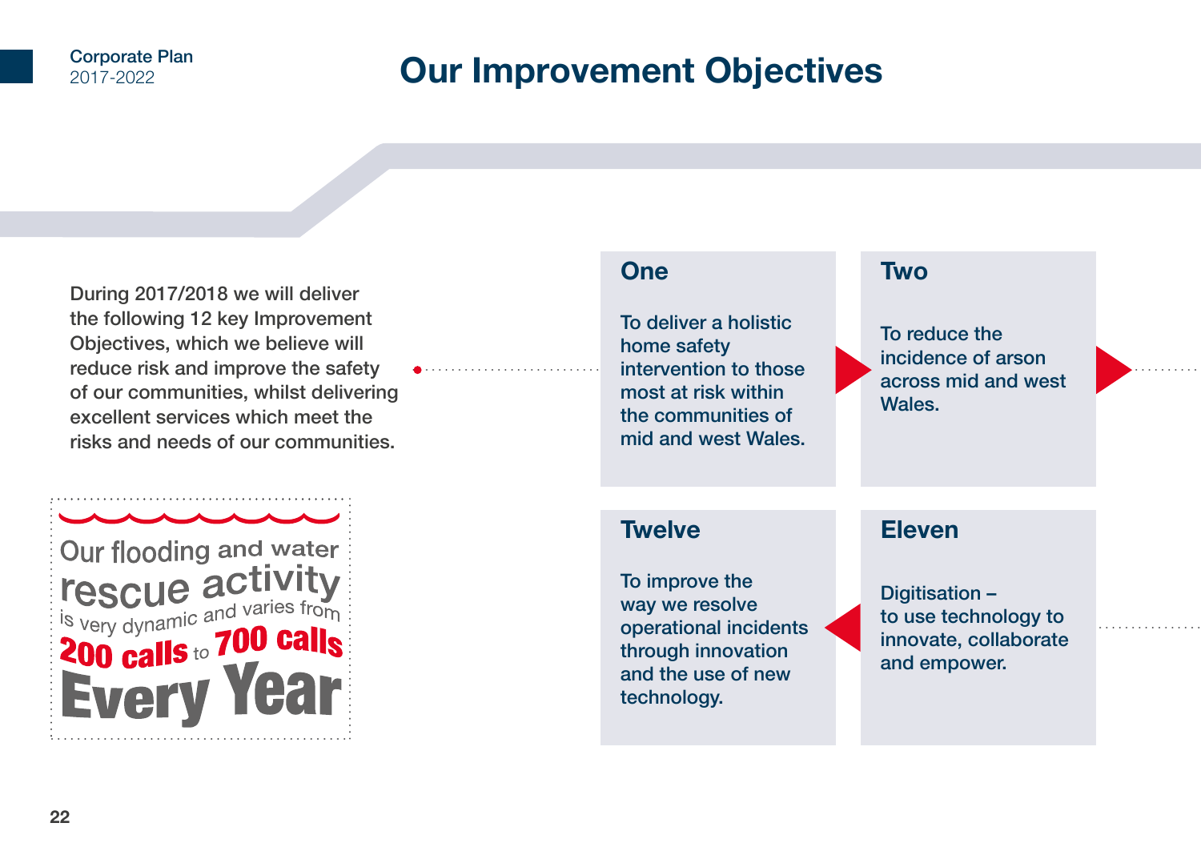# Our Improvement Objectives

During 2017/2018 we will deliver the following 12 key Improvement Objectives, which we believe will reduce risk and improve the safety of our communities, whilst delivering excellent services which meet the risks and needs of our communities.

Our flooding and water rescue activity is very dynamic and varies from 200 calls to 700 calls Every Year

### One

To deliver a holistic home safety intervention to those most at risk within the communities of mid and west Wales.

### Two

To reduce the incidence of arson across mid and west Wales.

### Eleven

Digitisation – to use technology to innovate, collaborate and empower.

### Twelve

To improve the way we resolve operational incidents through innovation and the use of new technology.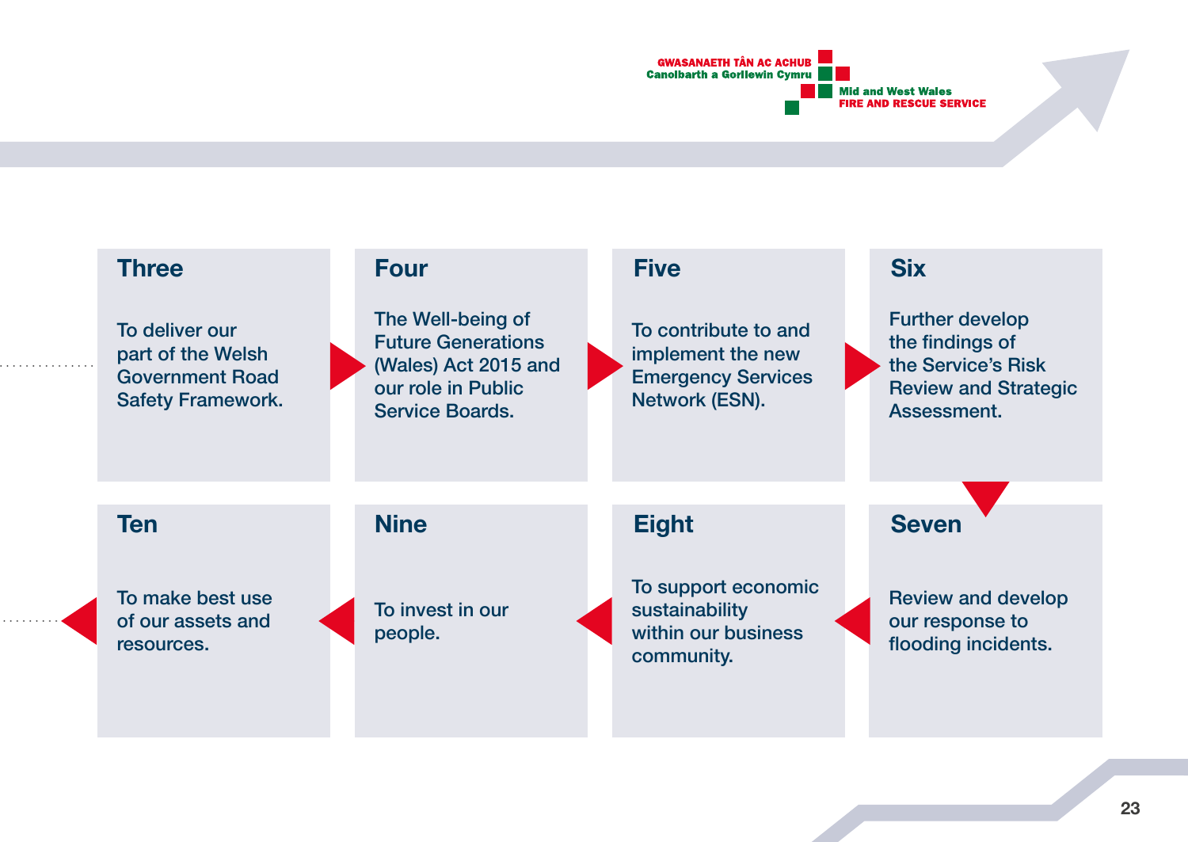### Three

To deliver our part of the Welsh Government Road Safety Framework.

### Four

The Well-being of Future Generations (Wales) Act 2015 and our role in Public Service Boards.

### Five

To contribute to and implement the new Emergency Services Network (ESN).

### Six

Further develop the findings of the Service's Risk Review and Strategic Assessment.

### Seven

Review and develop our response to flooding incidents.

### Eight

To support economic sustainability within our business community.

### Nine

To invest in our people.

### Ten

To make best use of our assets and resources.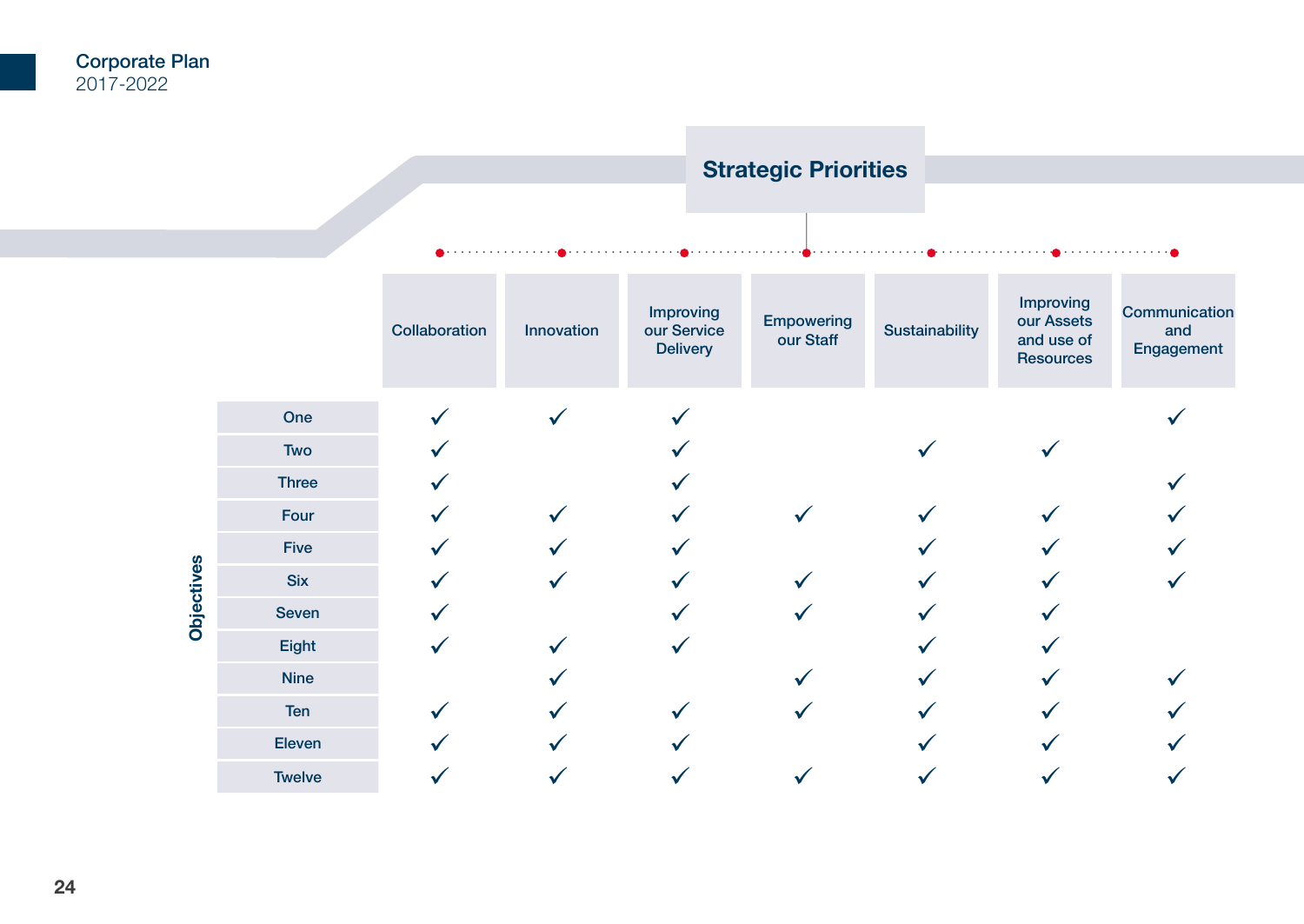## Strategic Priorities

| Objectives | Collaboration | Innovation | Improving our Service Delivery | Empowering our Staff | Sustainability | Improving our Assets and use of Resources | Communication and Engagement |
|---|---|---|---|---|---|---|---|
| One | ✓ | ✓ | ✓ | | | | ✓ |
| Two | ✓ | | ✓ | | ✓ | ✓ | |
| Three | ✓ | | ✓ | | | | ✓ |
| Four | ✓ | ✓ | ✓ | ✓ | ✓ | ✓ | ✓ |
| Five | ✓ | ✓ | ✓ | | ✓ | ✓ | ✓ |
| Six | ✓ | ✓ | ✓ | ✓ | ✓ | ✓ | ✓ |
| Seven | ✓ | | ✓ | ✓ | ✓ | ✓ | |
| Eight | ✓ | ✓ | ✓ | | ✓ | ✓ | |
| Nine | | ✓ | | ✓ | ✓ | ✓ | ✓ |
| Ten | ✓ | ✓ | ✓ | ✓ | ✓ | ✓ | ✓ |
| Eleven | ✓ | ✓ | ✓ | | ✓ | ✓ | ✓ |
| Twelve | ✓ | ✓ | ✓ | ✓ | ✓ | ✓ | ✓ |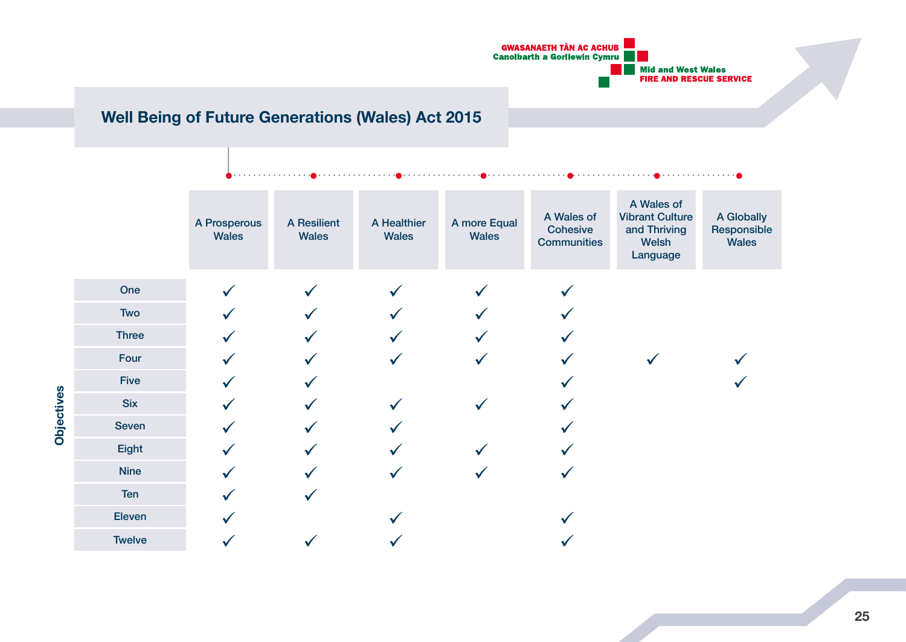## Well Being of Future Generations (Wales) Act 2015

| Objectives | A Prosperous Wales | A Resilient Wales | A Healthier Wales | A more Equal Wales | A Wales of Cohesive Communities | A Wales of Vibrant Culture and Thriving Welsh Language | A Globally Responsible Wales |
|---|---|---|---|---|---|---|---|
| One | ✓ | ✓ | ✓ | ✓ | ✓ | | |
| Two | ✓ | ✓ | ✓ | ✓ | ✓ | | |
| Three | ✓ | ✓ | ✓ | ✓ | ✓ | | |
| Four | ✓ | ✓ | ✓ | ✓ | ✓ | ✓ | ✓ |
| Five | ✓ | ✓ | | | ✓ | | ✓ |
| Six | ✓ | ✓ | ✓ | ✓ | ✓ | | |
| Seven | ✓ | ✓ | ✓ | | ✓ | | |
| Eight | ✓ | ✓ | ✓ | ✓ | ✓ | | |
| Nine | ✓ | ✓ | ✓ | ✓ | ✓ | | |
| Ten | ✓ | ✓ | | | | | |
| Eleven | ✓ | | ✓ | | ✓ | | |
| Twelve | ✓ | ✓ | ✓ | | ✓ | | |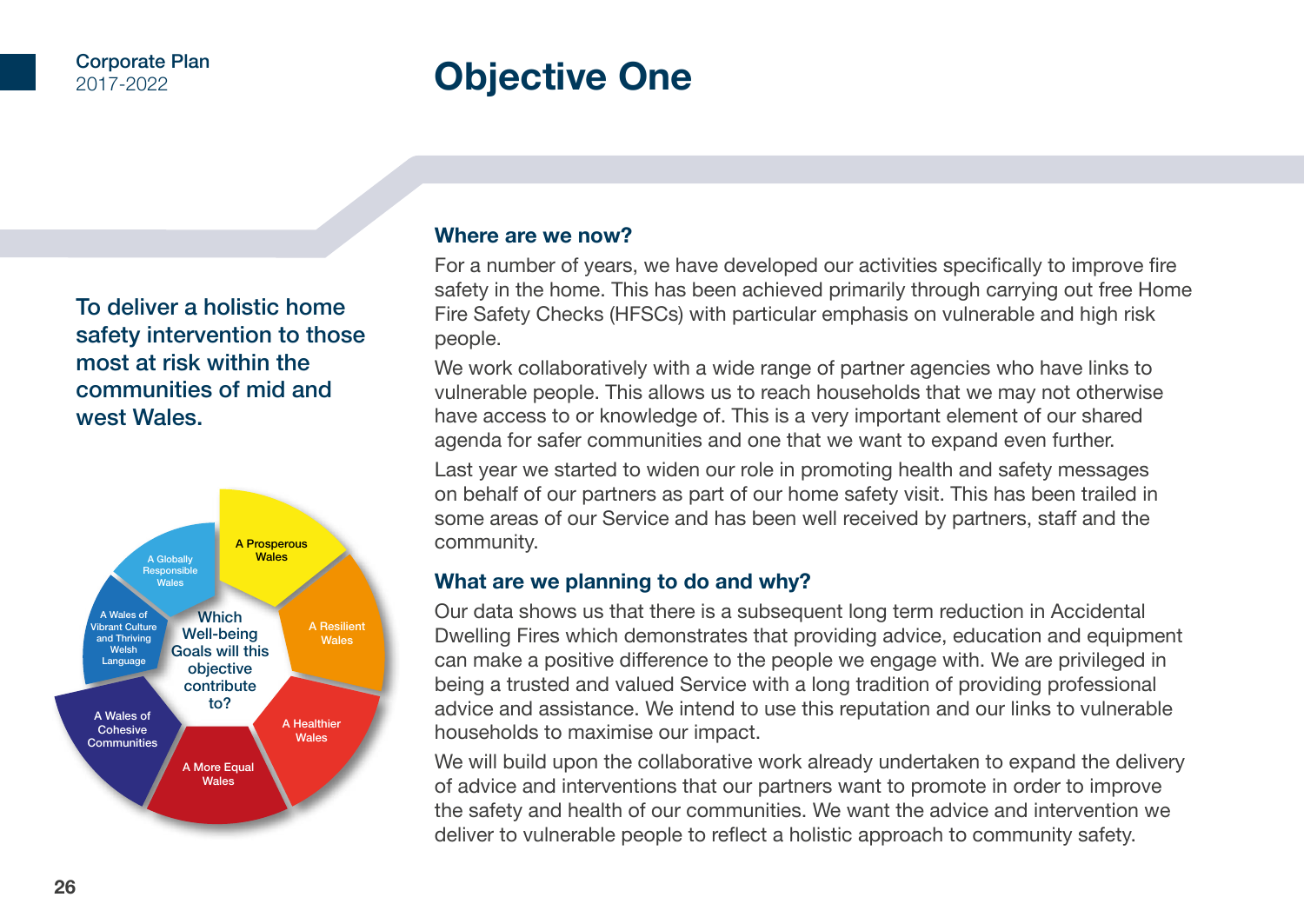# Objective One

**To deliver a holistic home safety intervention to those most at risk within the communities of mid and west Wales.**

Which Well-being Goals will this objective contribute to?

- A Prosperous Wales
- A Resilient Wales
- A Healthier Wales
- A More Equal Wales
- A Wales of Cohesive Communities
- A Wales of Vibrant Culture and Thriving Welsh Language
- A Globally Responsible Wales

## Where are we now?

For a number of years, we have developed our activities specifically to improve fire safety in the home. This has been achieved primarily through carrying out free Home Fire Safety Checks (HFSCs) with particular emphasis on vulnerable and high risk people.

We work collaboratively with a wide range of partner agencies who have links to vulnerable people. This allows us to reach households that we may not otherwise have access to or knowledge of. This is a very important element of our shared agenda for safer communities and one that we want to expand even further.

Last year we started to widen our role in promoting health and safety messages on behalf of our partners as part of our home safety visit. This has been trailed in some areas of our Service and has been well received by partners, staff and the community.

## What are we planning to do and why?

Our data shows us that there is a subsequent long term reduction in Accidental Dwelling Fires which demonstrates that providing advice, education and equipment can make a positive difference to the people we engage with. We are privileged in being a trusted and valued Service with a long tradition of providing professional advice and assistance. We intend to use this reputation and our links to vulnerable households to maximise our impact.

We will build upon the collaborative work already undertaken to expand the delivery of advice and interventions that our partners want to promote in order to improve the safety and health of our communities. We want the advice and intervention we deliver to vulnerable people to reflect a holistic approach to community safety.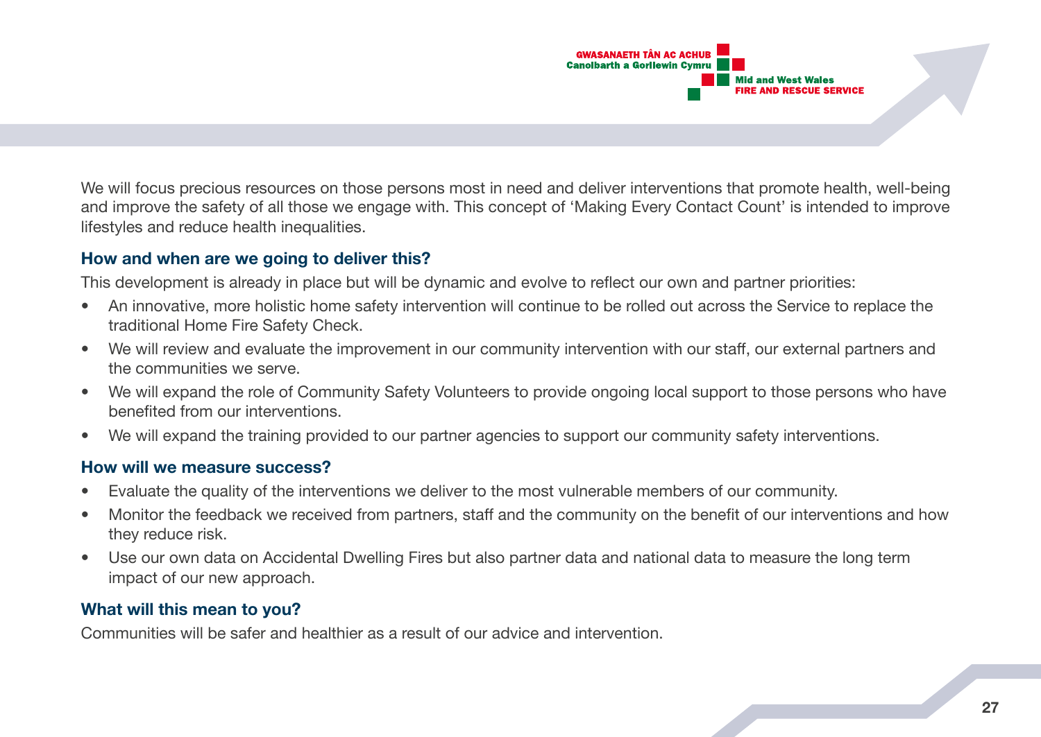We will focus precious resources on those persons most in need and deliver interventions that promote health, well-being and improve the safety of all those we engage with. This concept of 'Making Every Contact Count' is intended to improve lifestyles and reduce health inequalities.

### How and when are we going to deliver this?

This development is already in place but will be dynamic and evolve to reflect our own and partner priorities:

- An innovative, more holistic home safety intervention will continue to be rolled out across the Service to replace the traditional Home Fire Safety Check.
- We will review and evaluate the improvement in our community intervention with our staff, our external partners and the communities we serve.
- We will expand the role of Community Safety Volunteers to provide ongoing local support to those persons who have benefited from our interventions.
- We will expand the training provided to our partner agencies to support our community safety interventions.

### How will we measure success?

- Evaluate the quality of the interventions we deliver to the most vulnerable members of our community.
- Monitor the feedback we received from partners, staff and the community on the benefit of our interventions and how they reduce risk.
- Use our own data on Accidental Dwelling Fires but also partner data and national data to measure the long term impact of our new approach.

### What will this mean to you?

Communities will be safer and healthier as a result of our advice and intervention.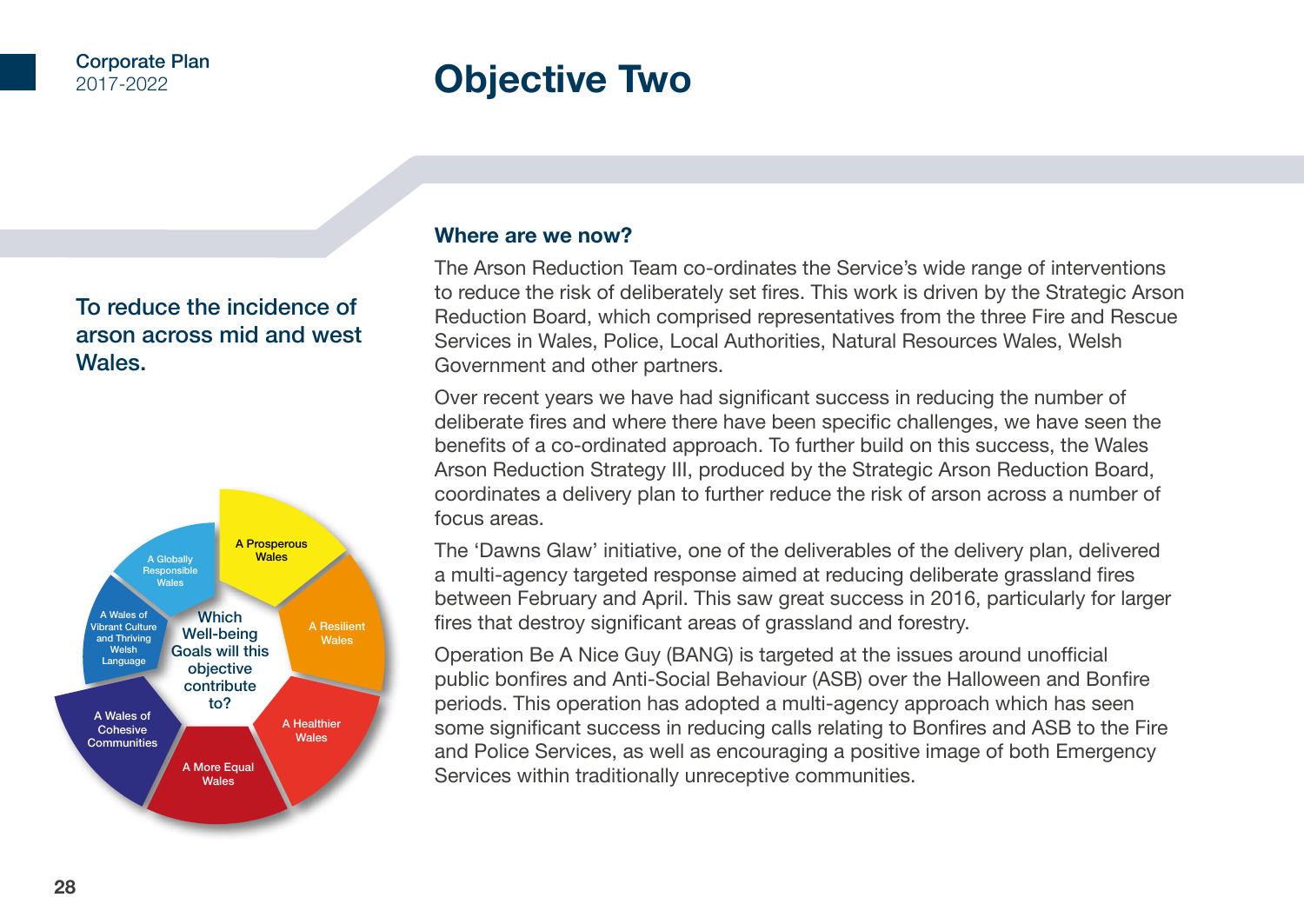# Objective Two

To reduce the incidence of arson across mid and west Wales.

Which Well-being Goals will this objective contribute to?

- A Prosperous Wales
- A Resilient Wales
- A Healthier Wales
- A More Equal Wales
- A Wales of Cohesive Communities
- A Wales of Vibrant Culture and Thriving Welsh Language
- A Globally Responsible Wales

## Where are we now?

The Arson Reduction Team co-ordinates the Service's wide range of interventions to reduce the risk of deliberately set fires. This work is driven by the Strategic Arson Reduction Board, which comprised representatives from the three Fire and Rescue Services in Wales, Police, Local Authorities, Natural Resources Wales, Welsh Government and other partners.

Over recent years we have had significant success in reducing the number of deliberate fires and where there have been specific challenges, we have seen the benefits of a co-ordinated approach. To further build on this success, the Wales Arson Reduction Strategy III, produced by the Strategic Arson Reduction Board, coordinates a delivery plan to further reduce the risk of arson across a number of focus areas.

The 'Dawns Glaw' initiative, one of the deliverables of the delivery plan, delivered a multi-agency targeted response aimed at reducing deliberate grassland fires between February and April. This saw great success in 2016, particularly for larger fires that destroy significant areas of grassland and forestry.

Operation Be A Nice Guy (BANG) is targeted at the issues around unofficial public bonfires and Anti-Social Behaviour (ASB) over the Halloween and Bonfire periods. This operation has adopted a multi-agency approach which has seen some significant success in reducing calls relating to Bonfires and ASB to the Fire and Police Services, as well as encouraging a positive image of both Emergency Services within traditionally unreceptive communities.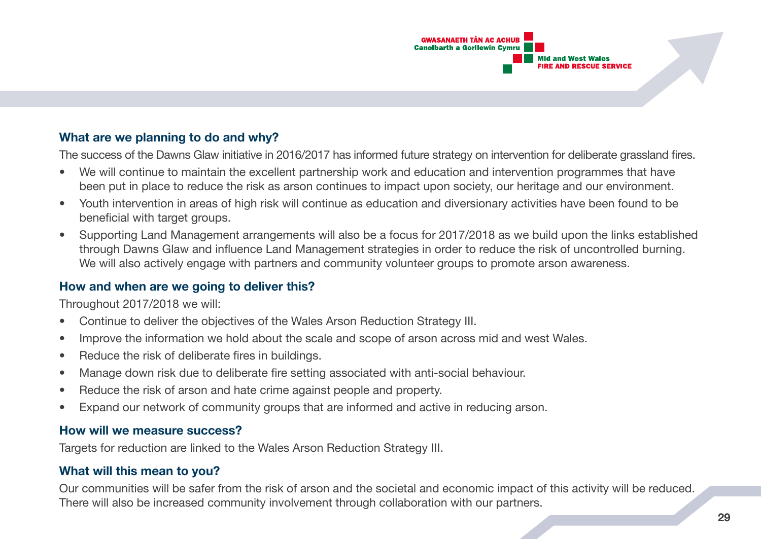### What are we planning to do and why?

The success of the Dawns Glaw initiative in 2016/2017 has informed future strategy on intervention for deliberate grassland fires.

- We will continue to maintain the excellent partnership work and education and intervention programmes that have been put in place to reduce the risk as arson continues to impact upon society, our heritage and our environment.
- Youth intervention in areas of high risk will continue as education and diversionary activities have been found to be beneficial with target groups.
- Supporting Land Management arrangements will also be a focus for 2017/2018 as we build upon the links established through Dawns Glaw and influence Land Management strategies in order to reduce the risk of uncontrolled burning. We will also actively engage with partners and community volunteer groups to promote arson awareness.

### How and when are we going to deliver this?

Throughout 2017/2018 we will:

- Continue to deliver the objectives of the Wales Arson Reduction Strategy III.
- Improve the information we hold about the scale and scope of arson across mid and west Wales.
- Reduce the risk of deliberate fires in buildings.
- Manage down risk due to deliberate fire setting associated with anti-social behaviour.
- Reduce the risk of arson and hate crime against people and property.
- Expand our network of community groups that are informed and active in reducing arson.

### How will we measure success?

Targets for reduction are linked to the Wales Arson Reduction Strategy III.

### What will this mean to you?

Our communities will be safer from the risk of arson and the societal and economic impact of this activity will be reduced. There will also be increased community involvement through collaboration with our partners.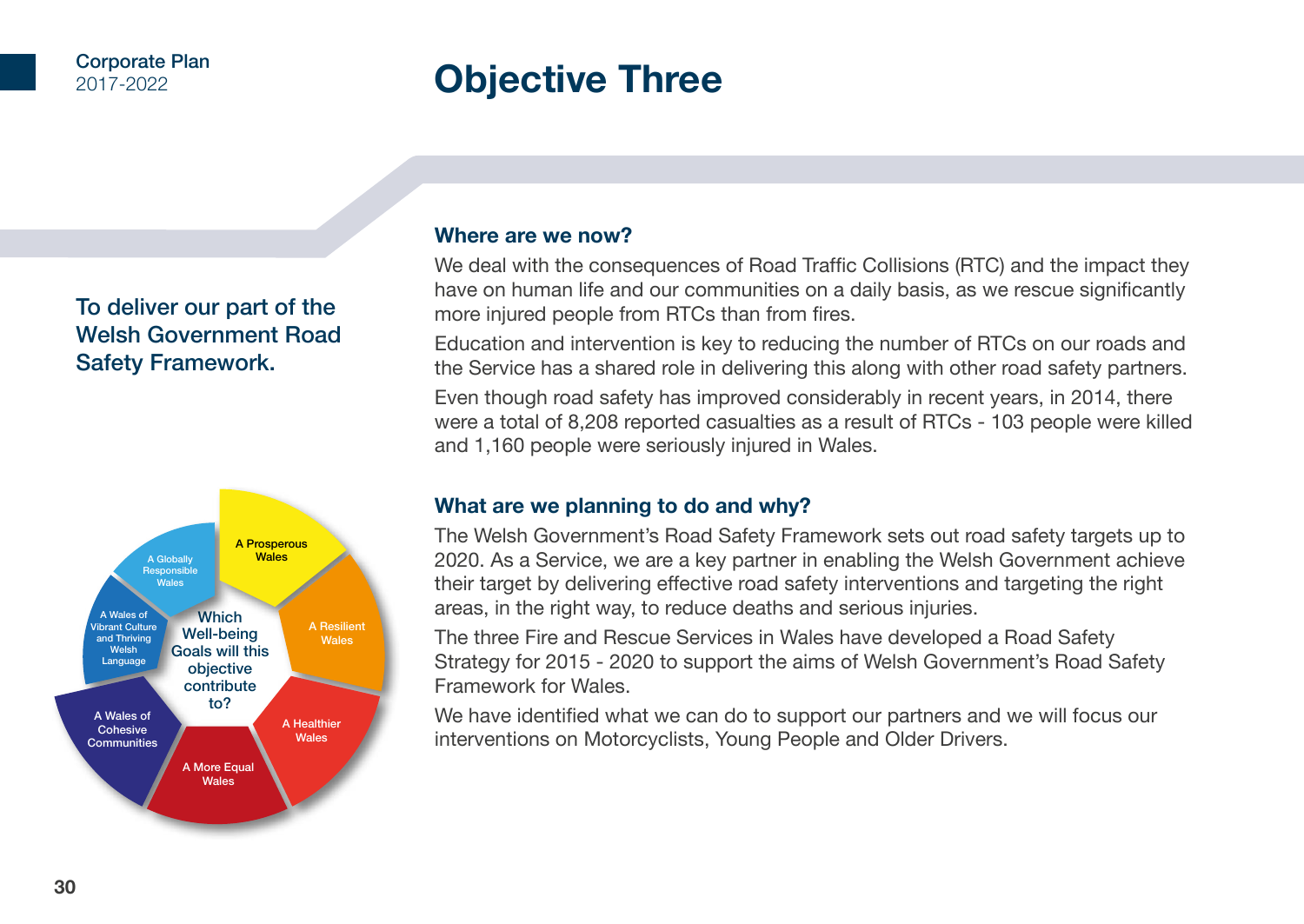# Objective Three

**To deliver our part of the Welsh Government Road Safety Framework.**

Which Well-being Goals will this objective contribute to?

- A Prosperous Wales
- A Resilient Wales
- A Healthier Wales
- A More Equal Wales
- A Wales of Cohesive Communities
- A Wales of Vibrant Culture and Thriving Welsh Language
- A Globally Responsible Wales

## Where are we now?

We deal with the consequences of Road Traffic Collisions (RTC) and the impact they have on human life and our communities on a daily basis, as we rescue significantly more injured people from RTCs than from fires.

Education and intervention is key to reducing the number of RTCs on our roads and the Service has a shared role in delivering this along with other road safety partners.

Even though road safety has improved considerably in recent years, in 2014, there were a total of 8,208 reported casualties as a result of RTCs - 103 people were killed and 1,160 people were seriously injured in Wales.

## What are we planning to do and why?

The Welsh Government's Road Safety Framework sets out road safety targets up to 2020. As a Service, we are a key partner in enabling the Welsh Government achieve their target by delivering effective road safety interventions and targeting the right areas, in the right way, to reduce deaths and serious injuries.

The three Fire and Rescue Services in Wales have developed a Road Safety Strategy for 2015 - 2020 to support the aims of Welsh Government's Road Safety Framework for Wales.

We have identified what we can do to support our partners and we will focus our interventions on Motorcyclists, Young People and Older Drivers.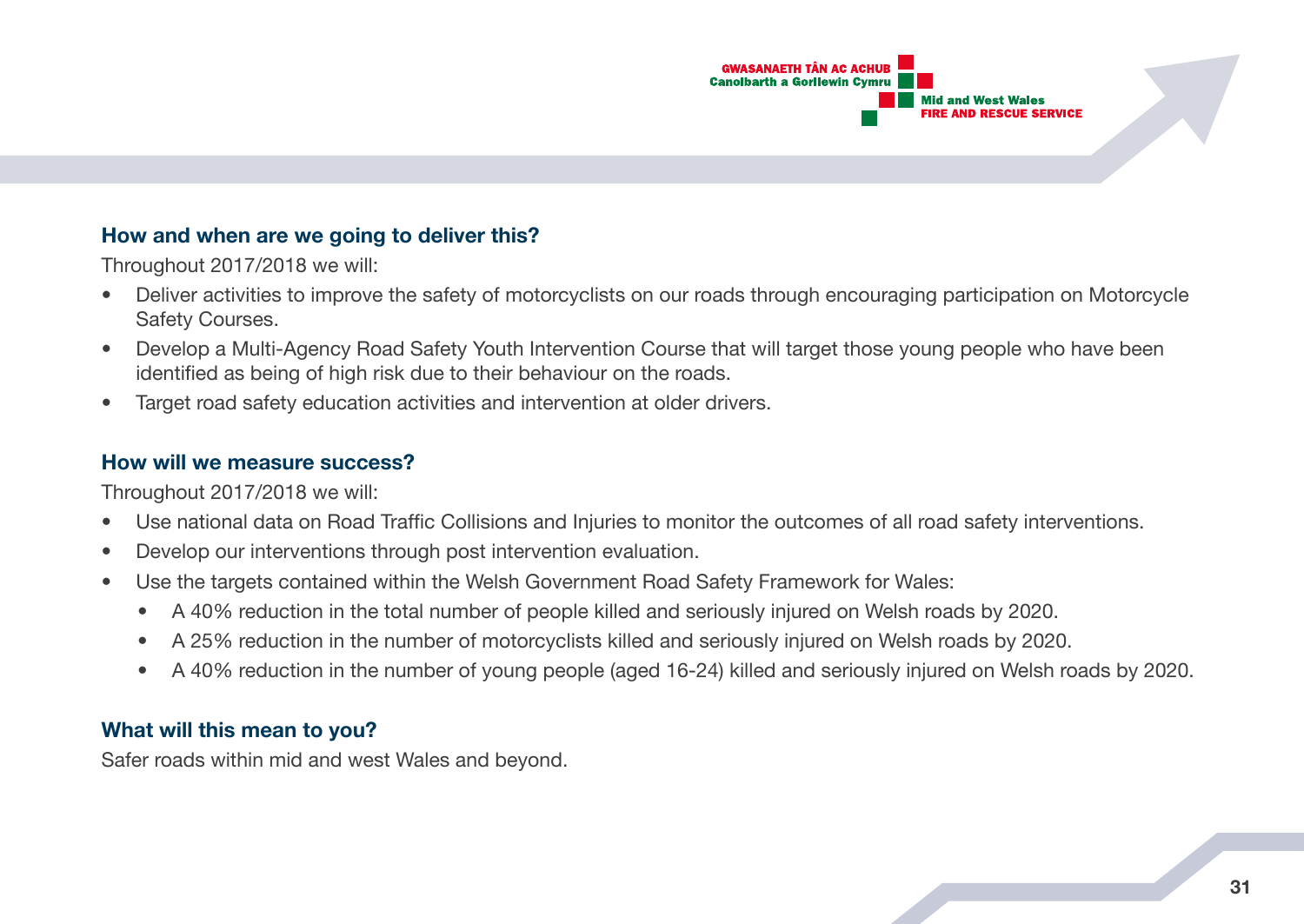### How and when are we going to deliver this?

Throughout 2017/2018 we will:

- Deliver activities to improve the safety of motorcyclists on our roads through encouraging participation on Motorcycle Safety Courses.
- Develop a Multi-Agency Road Safety Youth Intervention Course that will target those young people who have been identified as being of high risk due to their behaviour on the roads.
- Target road safety education activities and intervention at older drivers.

### How will we measure success?

Throughout 2017/2018 we will:

- Use national data on Road Traffic Collisions and Injuries to monitor the outcomes of all road safety interventions.
- Develop our interventions through post intervention evaluation.
- Use the targets contained within the Welsh Government Road Safety Framework for Wales:
  - A 40% reduction in the total number of people killed and seriously injured on Welsh roads by 2020.
  - A 25% reduction in the number of motorcyclists killed and seriously injured on Welsh roads by 2020.
  - A 40% reduction in the number of young people (aged 16-24) killed and seriously injured on Welsh roads by 2020.

### What will this mean to you?

Safer roads within mid and west Wales and beyond.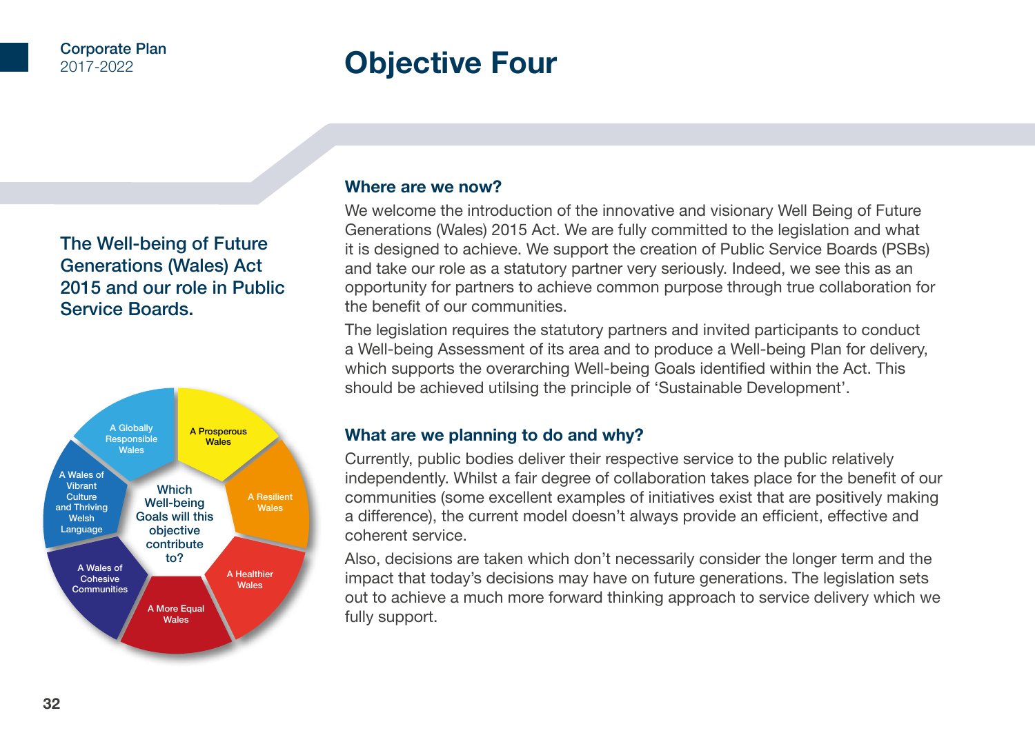# Objective Four

## The Well-being of Future Generations (Wales) Act 2015 and our role in Public Service Boards.

A Globally Responsible Wales

A Prosperous Wales

A Resilient Wales

A Healthier Wales

A More Equal Wales

A Wales of Cohesive Communities

A Wales of Vibrant Culture and Thriving Welsh Language

Which Well-being Goals will this objective contribute to?

### Where are we now?

We welcome the introduction of the innovative and visionary Well Being of Future Generations (Wales) 2015 Act. We are fully committed to the legislation and what it is designed to achieve. We support the creation of Public Service Boards (PSBs) and take our role as a statutory partner very seriously. Indeed, we see this as an opportunity for partners to achieve common purpose through true collaboration for the benefit of our communities.

The legislation requires the statutory partners and invited participants to conduct a Well-being Assessment of its area and to produce a Well-being Plan for delivery, which supports the overarching Well-being Goals identified within the Act. This should be achieved utilsing the principle of 'Sustainable Development'.

### What are we planning to do and why?

Currently, public bodies deliver their respective service to the public relatively independently. Whilst a fair degree of collaboration takes place for the benefit of our communities (some excellent examples of initiatives exist that are positively making a difference), the current model doesn't always provide an efficient, effective and coherent service.

Also, decisions are taken which don't necessarily consider the longer term and the impact that today's decisions may have on future generations. The legislation sets out to achieve a much more forward thinking approach to service delivery which we fully support.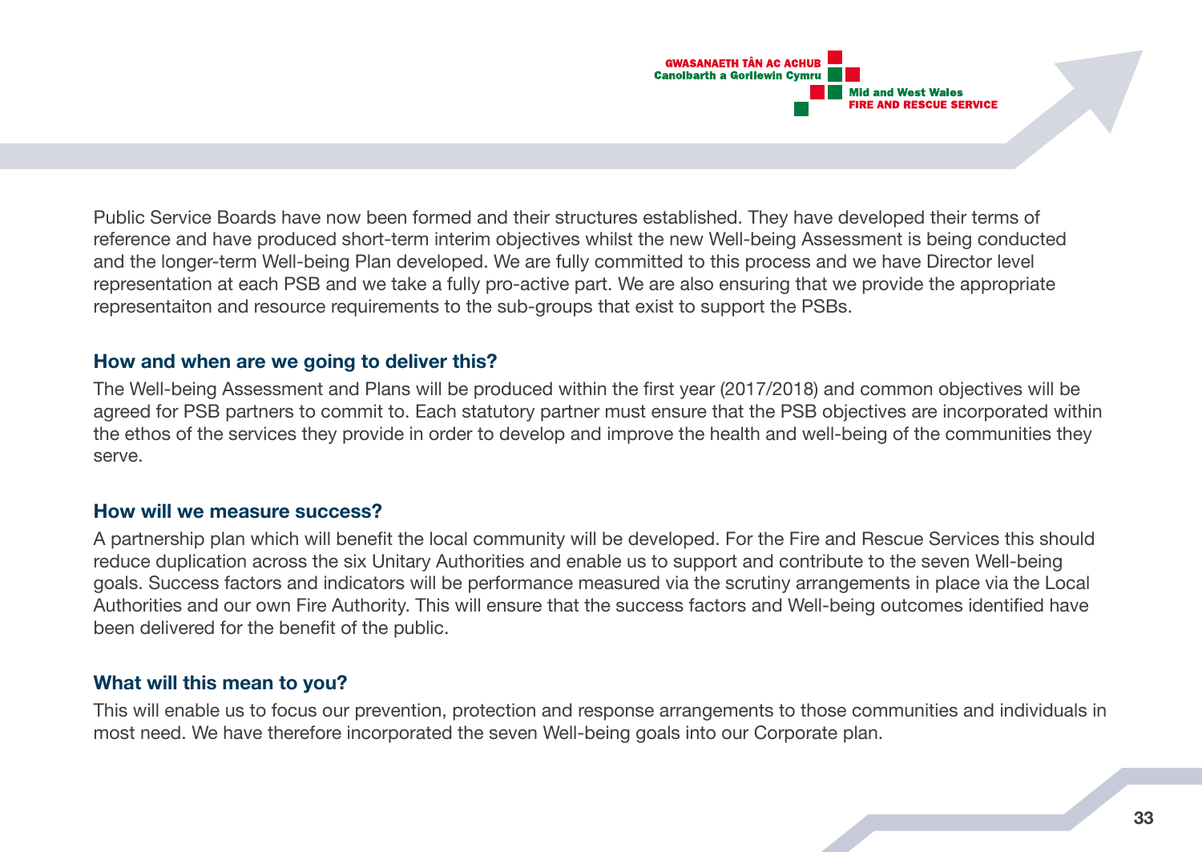Public Service Boards have now been formed and their structures established. They have developed their terms of reference and have produced short-term interim objectives whilst the new Well-being Assessment is being conducted and the longer-term Well-being Plan developed. We are fully committed to this process and we have Director level representation at each PSB and we take a fully pro-active part. We are also ensuring that we provide the appropriate representaiton and resource requirements to the sub-groups that exist to support the PSBs.

### How and when are we going to deliver this?

The Well-being Assessment and Plans will be produced within the first year (2017/2018) and common objectives will be agreed for PSB partners to commit to. Each statutory partner must ensure that the PSB objectives are incorporated within the ethos of the services they provide in order to develop and improve the health and well-being of the communities they serve.

### How will we measure success?

A partnership plan which will benefit the local community will be developed. For the Fire and Rescue Services this should reduce duplication across the six Unitary Authorities and enable us to support and contribute to the seven Well-being goals. Success factors and indicators will be performance measured via the scrutiny arrangements in place via the Local Authorities and our own Fire Authority. This will ensure that the success factors and Well-being outcomes identified have been delivered for the benefit of the public.

### What will this mean to you?

This will enable us to focus our prevention, protection and response arrangements to those communities and individuals in most need. We have therefore incorporated the seven Well-being goals into our Corporate plan.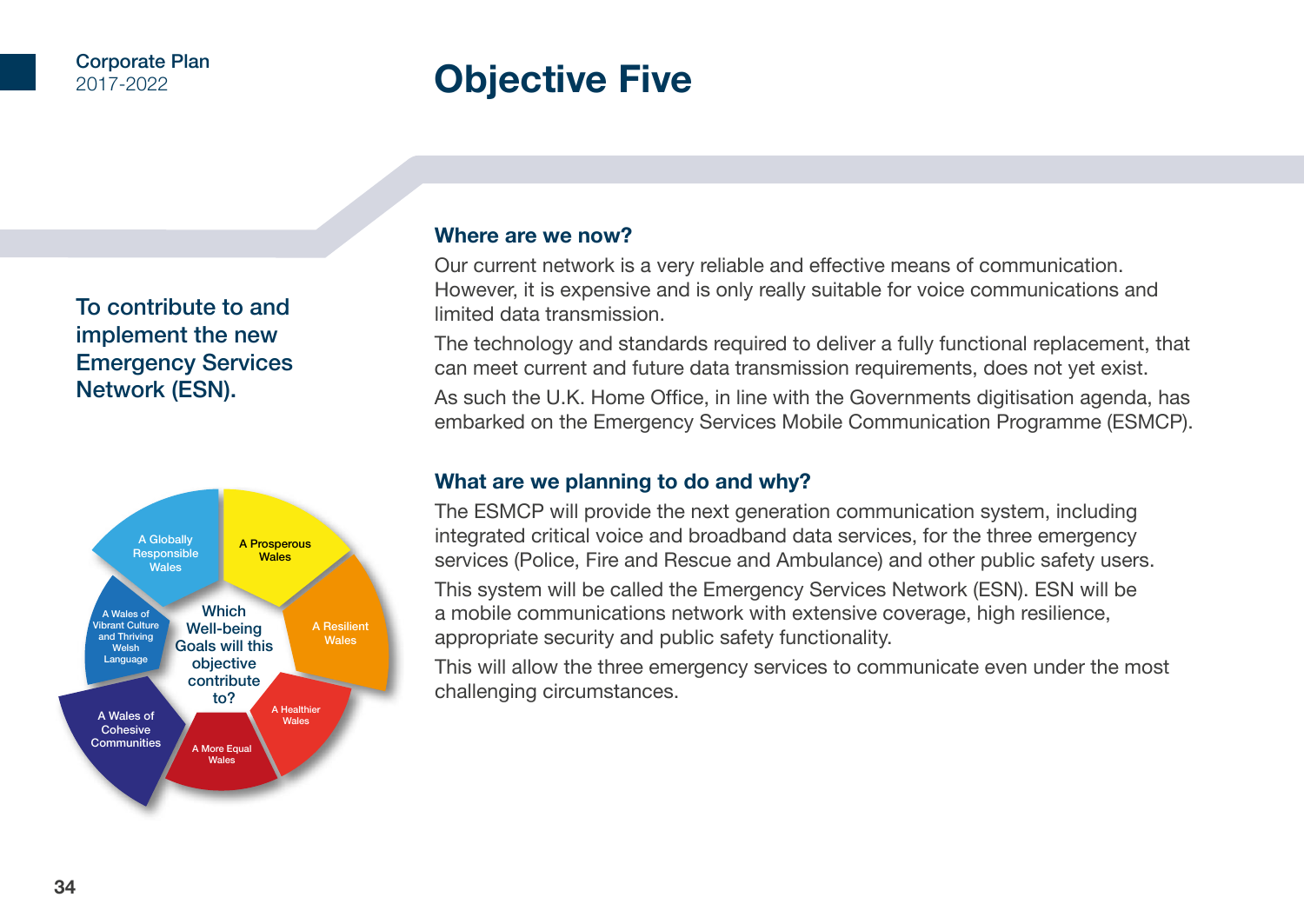# Objective Five

To contribute to and implement the new Emergency Services Network (ESN).

Which Well-being Goals will this objective contribute to?

- A Globally Responsible Wales
- A Prosperous Wales
- A Resilient Wales
- A Healthier Wales
- A More Equal Wales
- A Wales of Cohesive Communities
- A Wales of Vibrant Culture and Thriving Welsh Language

## Where are we now?

Our current network is a very reliable and effective means of communication. However, it is expensive and is only really suitable for voice communications and limited data transmission.

The technology and standards required to deliver a fully functional replacement, that can meet current and future data transmission requirements, does not yet exist.

As such the U.K. Home Office, in line with the Governments digitisation agenda, has embarked on the Emergency Services Mobile Communication Programme (ESMCP).

## What are we planning to do and why?

The ESMCP will provide the next generation communication system, including integrated critical voice and broadband data services, for the three emergency services (Police, Fire and Rescue and Ambulance) and other public safety users.

This system will be called the Emergency Services Network (ESN). ESN will be a mobile communications network with extensive coverage, high resilience, appropriate security and public safety functionality.

This will allow the three emergency services to communicate even under the most challenging circumstances.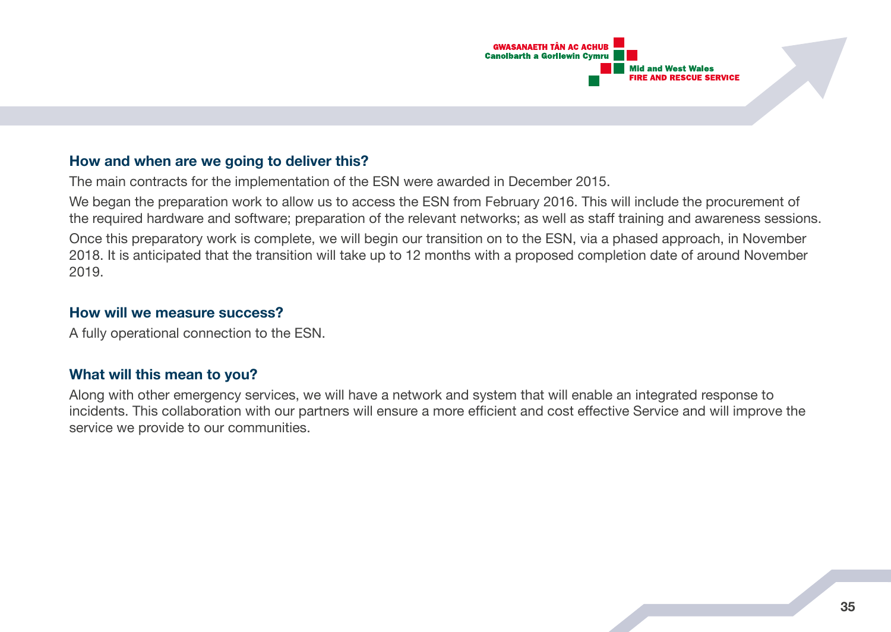### How and when are we going to deliver this?

The main contracts for the implementation of the ESN were awarded in December 2015.

We began the preparation work to allow us to access the ESN from February 2016. This will include the procurement of the required hardware and software; preparation of the relevant networks; as well as staff training and awareness sessions.

Once this preparatory work is complete, we will begin our transition on to the ESN, via a phased approach, in November 2018. It is anticipated that the transition will take up to 12 months with a proposed completion date of around November 2019.

### How will we measure success?

A fully operational connection to the ESN.

### What will this mean to you?

Along with other emergency services, we will have a network and system that will enable an integrated response to incidents. This collaboration with our partners will ensure a more efficient and cost effective Service and will improve the service we provide to our communities.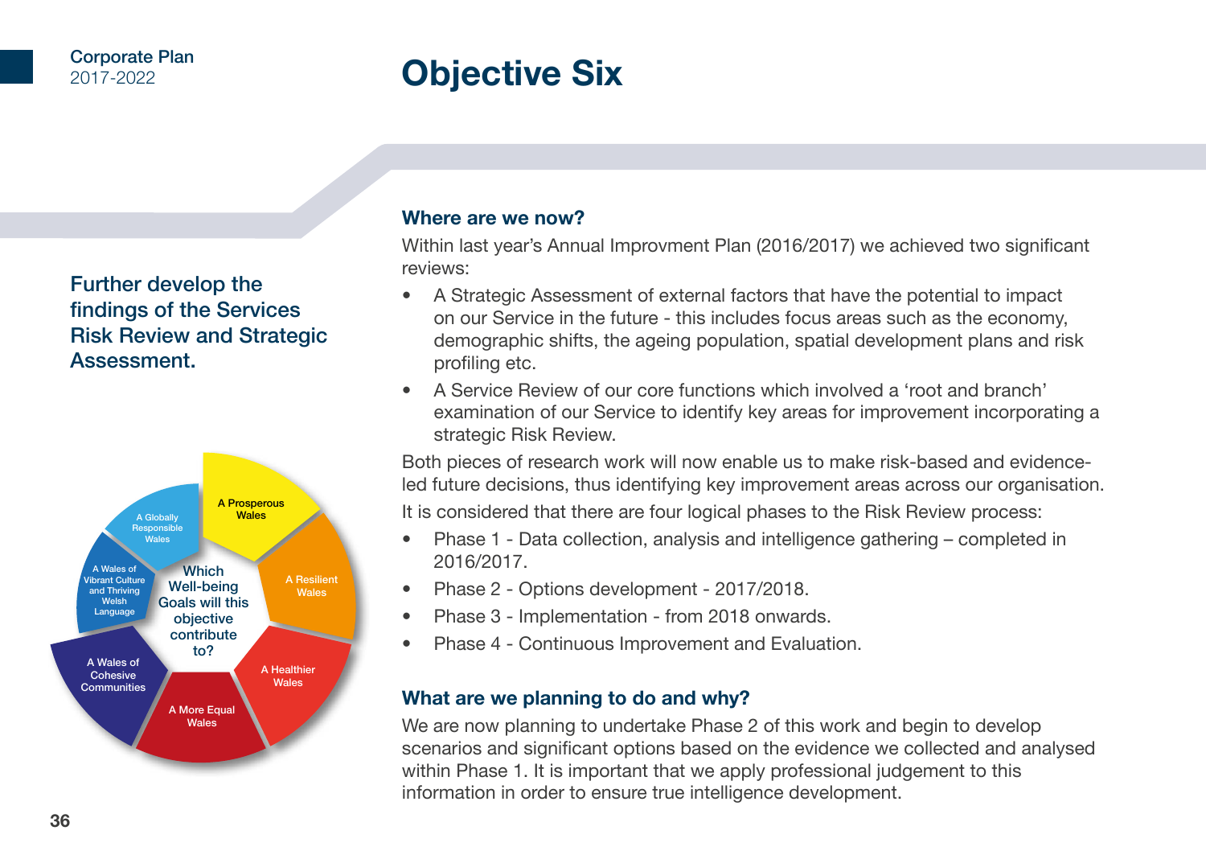# Objective Six

**Further develop the findings of the Services Risk Review and Strategic Assessment.**

Which Well-being Goals will this objective contribute to?

- A Prosperous Wales
- A Resilient Wales
- A Healthier Wales
- A More Equal Wales
- A Wales of Cohesive Communities
- A Wales of Vibrant Culture and Thriving Welsh Language
- A Globally Responsible Wales

### Where are we now?

Within last year's Annual Improvment Plan (2016/2017) we achieved two significant reviews:

- A Strategic Assessment of external factors that have the potential to impact on our Service in the future - this includes focus areas such as the economy, demographic shifts, the ageing population, spatial development plans and risk profiling etc.
- A Service Review of our core functions which involved a 'root and branch' examination of our Service to identify key areas for improvement incorporating a strategic Risk Review.

Both pieces of research work will now enable us to make risk-based and evidence-led future decisions, thus identifying key improvement areas across our organisation.

It is considered that there are four logical phases to the Risk Review process:

- Phase 1 - Data collection, analysis and intelligence gathering – completed in 2016/2017.
- Phase 2 - Options development - 2017/2018.
- Phase 3 - Implementation - from 2018 onwards.
- Phase 4 - Continuous Improvement and Evaluation.

### What are we planning to do and why?

We are now planning to undertake Phase 2 of this work and begin to develop scenarios and significant options based on the evidence we collected and analysed within Phase 1. It is important that we apply professional judgement to this information in order to ensure true intelligence development.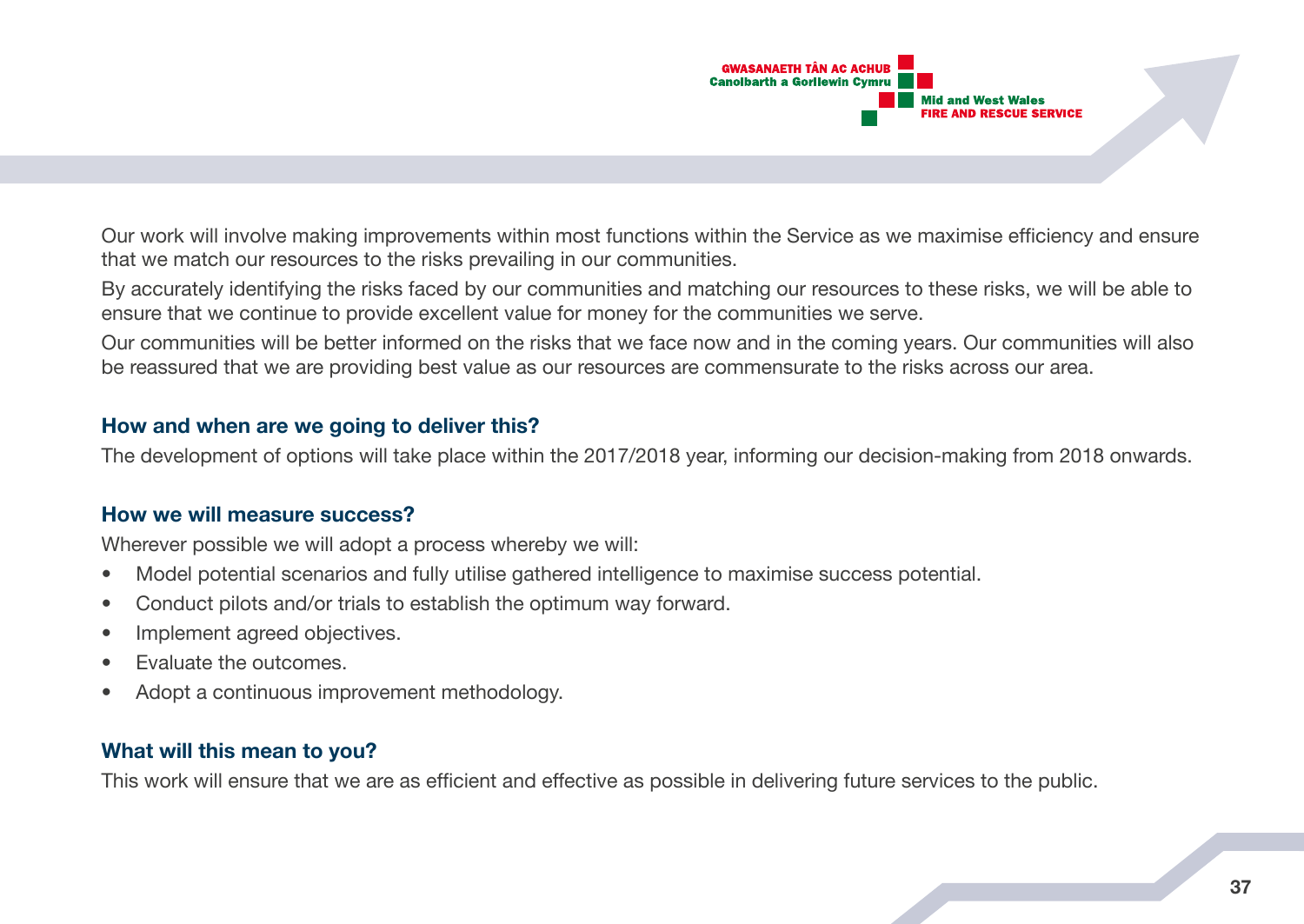Our work will involve making improvements within most functions within the Service as we maximise efficiency and ensure that we match our resources to the risks prevailing in our communities.

By accurately identifying the risks faced by our communities and matching our resources to these risks, we will be able to ensure that we continue to provide excellent value for money for the communities we serve.

Our communities will be better informed on the risks that we face now and in the coming years. Our communities will also be reassured that we are providing best value as our resources are commensurate to the risks across our area.

### How and when are we going to deliver this?

The development of options will take place within the 2017/2018 year, informing our decision-making from 2018 onwards.

### How we will measure success?

Wherever possible we will adopt a process whereby we will:

- Model potential scenarios and fully utilise gathered intelligence to maximise success potential.
- Conduct pilots and/or trials to establish the optimum way forward.
- Implement agreed objectives.
- Evaluate the outcomes.
- Adopt a continuous improvement methodology.

### What will this mean to you?

This work will ensure that we are as efficient and effective as possible in delivering future services to the public.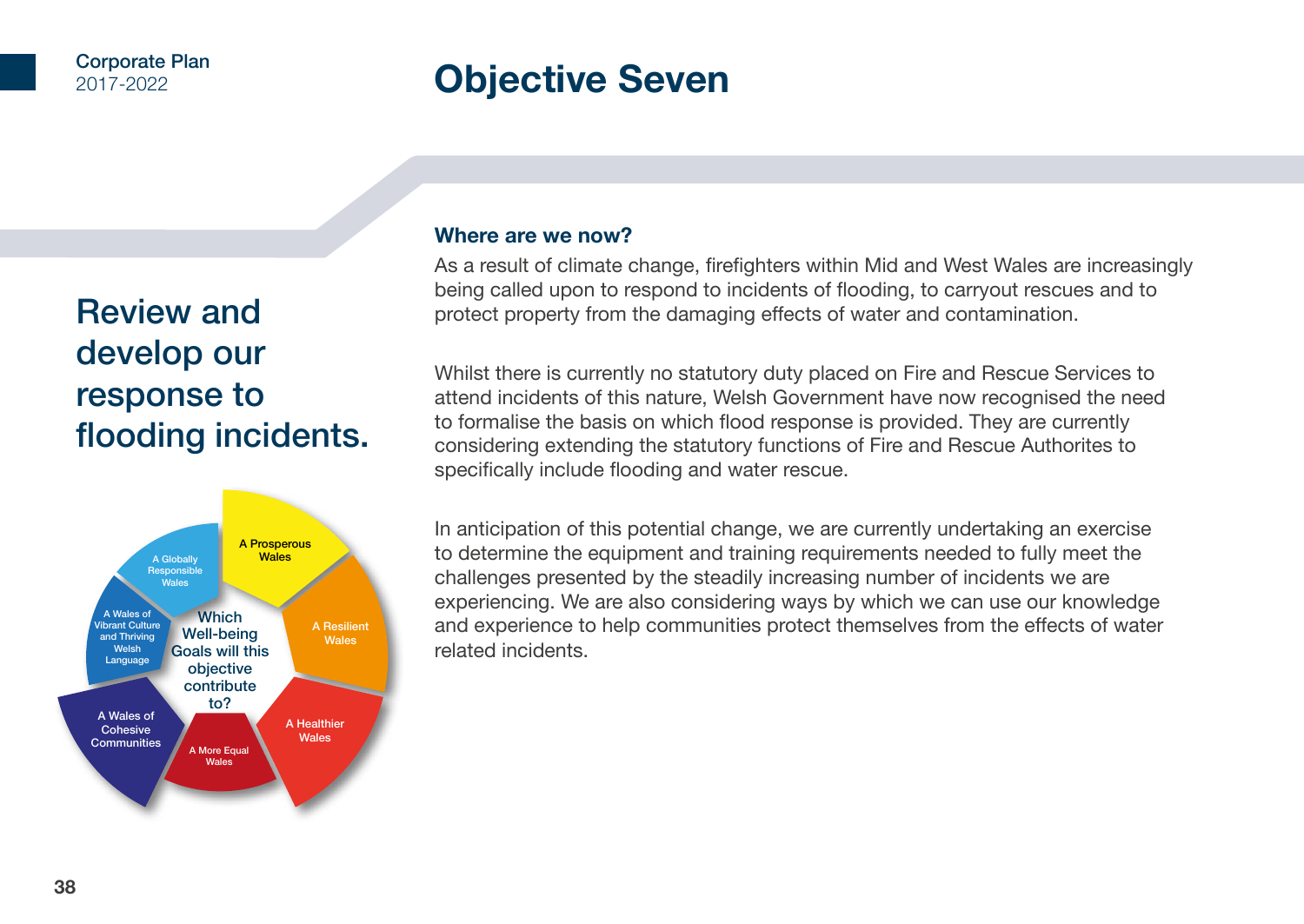# Objective Seven

## Review and develop our response to flooding incidents.

Which Well-being Goals will this objective contribute to?

- A Prosperous Wales
- A Resilient Wales
- A Healthier Wales
- A More Equal Wales
- A Wales of Cohesive Communities
- A Wales of Vibrant Culture and Thriving Welsh Language
- A Globally Responsible Wales

### Where are we now?

As a result of climate change, firefighters within Mid and West Wales are increasingly being called upon to respond to incidents of flooding, to carryout rescues and to protect property from the damaging effects of water and contamination.

Whilst there is currently no statutory duty placed on Fire and Rescue Services to attend incidents of this nature, Welsh Government have now recognised the need to formalise the basis on which flood response is provided. They are currently considering extending the statutory functions of Fire and Rescue Authorities to specifically include flooding and water rescue.

In anticipation of this potential change, we are currently undertaking an exercise to determine the equipment and training requirements needed to fully meet the challenges presented by the steadily increasing number of incidents we are experiencing. We are also considering ways by which we can use our knowledge and experience to help communities protect themselves from the effects of water related incidents.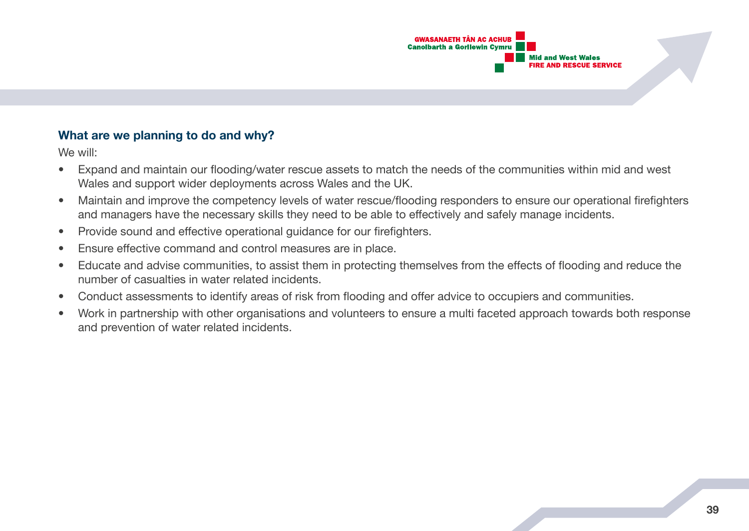### What are we planning to do and why?

We will:

- Expand and maintain our flooding/water rescue assets to match the needs of the communities within mid and west Wales and support wider deployments across Wales and the UK.
- Maintain and improve the competency levels of water rescue/flooding responders to ensure our operational firefighters and managers have the necessary skills they need to be able to effectively and safely manage incidents.
- Provide sound and effective operational guidance for our firefighters.
- Ensure effective command and control measures are in place.
- Educate and advise communities, to assist them in protecting themselves from the effects of flooding and reduce the number of casualties in water related incidents.
- Conduct assessments to identify areas of risk from flooding and offer advice to occupiers and communities.
- Work in partnership with other organisations and volunteers to ensure a multi faceted approach towards both response and prevention of water related incidents.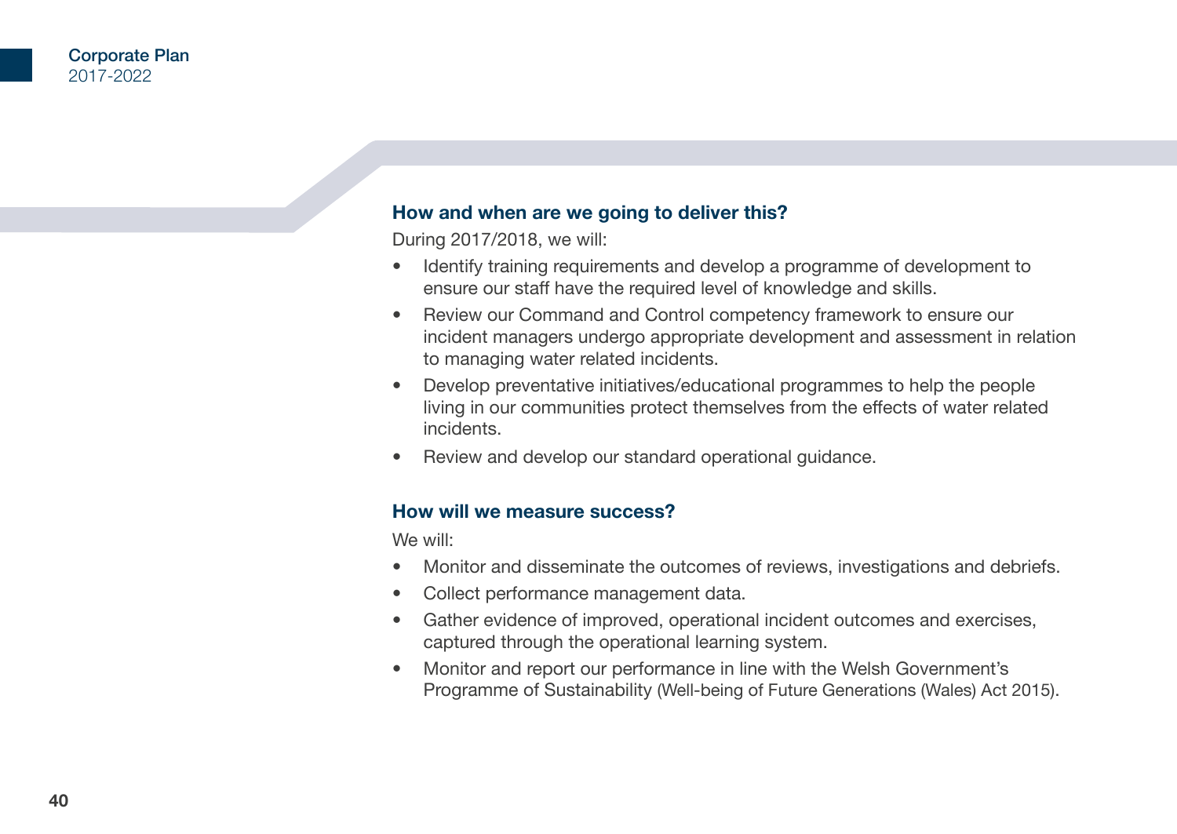### How and when are we going to deliver this?

During 2017/2018, we will:

- Identify training requirements and develop a programme of development to ensure our staff have the required level of knowledge and skills.
- Review our Command and Control competency framework to ensure our incident managers undergo appropriate development and assessment in relation to managing water related incidents.
- Develop preventative initiatives/educational programmes to help the people living in our communities protect themselves from the effects of water related incidents.
- Review and develop our standard operational guidance.

### How will we measure success?

We will:

- Monitor and disseminate the outcomes of reviews, investigations and debriefs.
- Collect performance management data.
- Gather evidence of improved, operational incident outcomes and exercises, captured through the operational learning system.
- Monitor and report our performance in line with the Welsh Government's Programme of Sustainability (Well-being of Future Generations (Wales) Act 2015).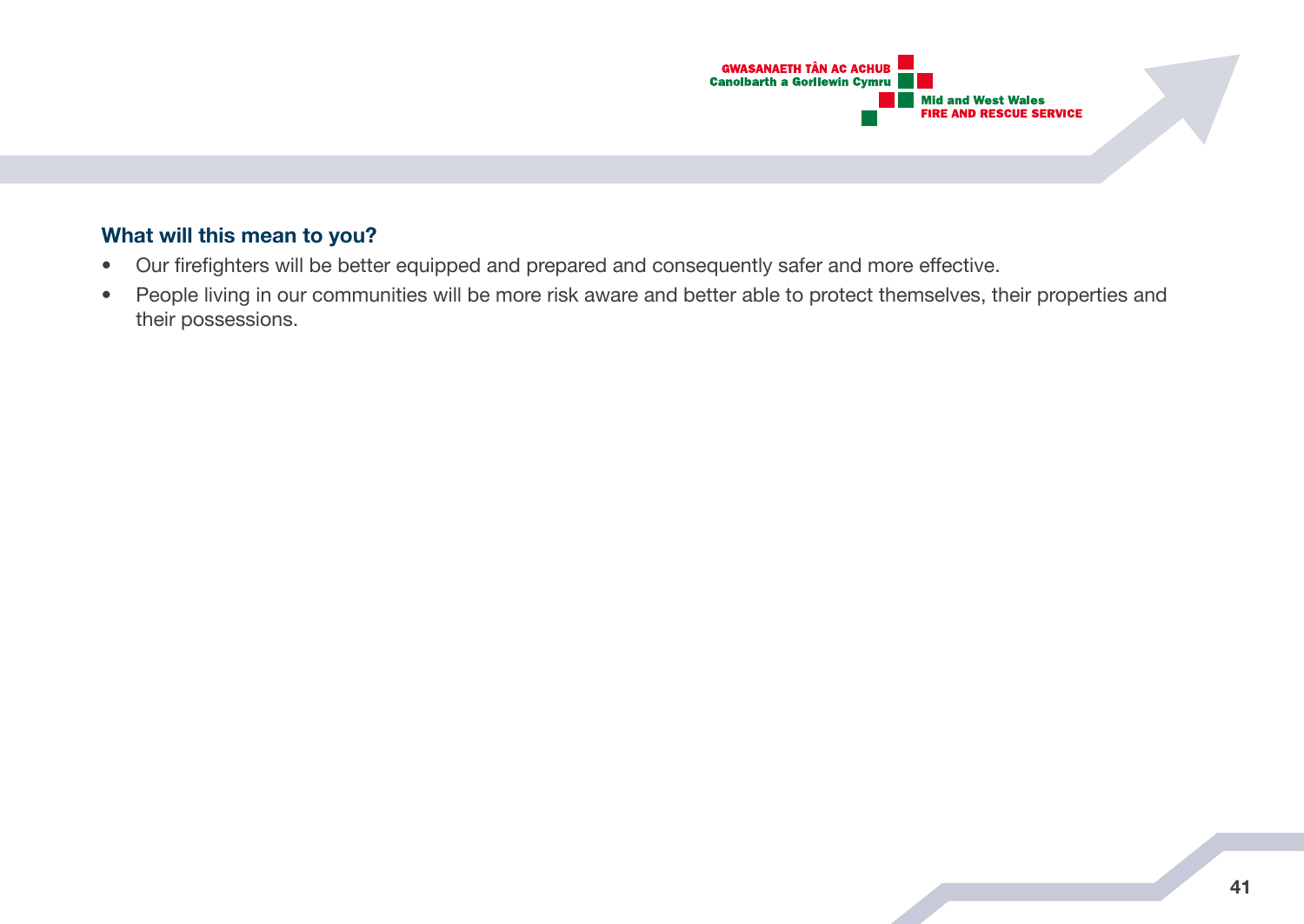### What will this mean to you?

- Our firefighters will be better equipped and prepared and consequently safer and more effective.
- People living in our communities will be more risk aware and better able to protect themselves, their properties and their possessions.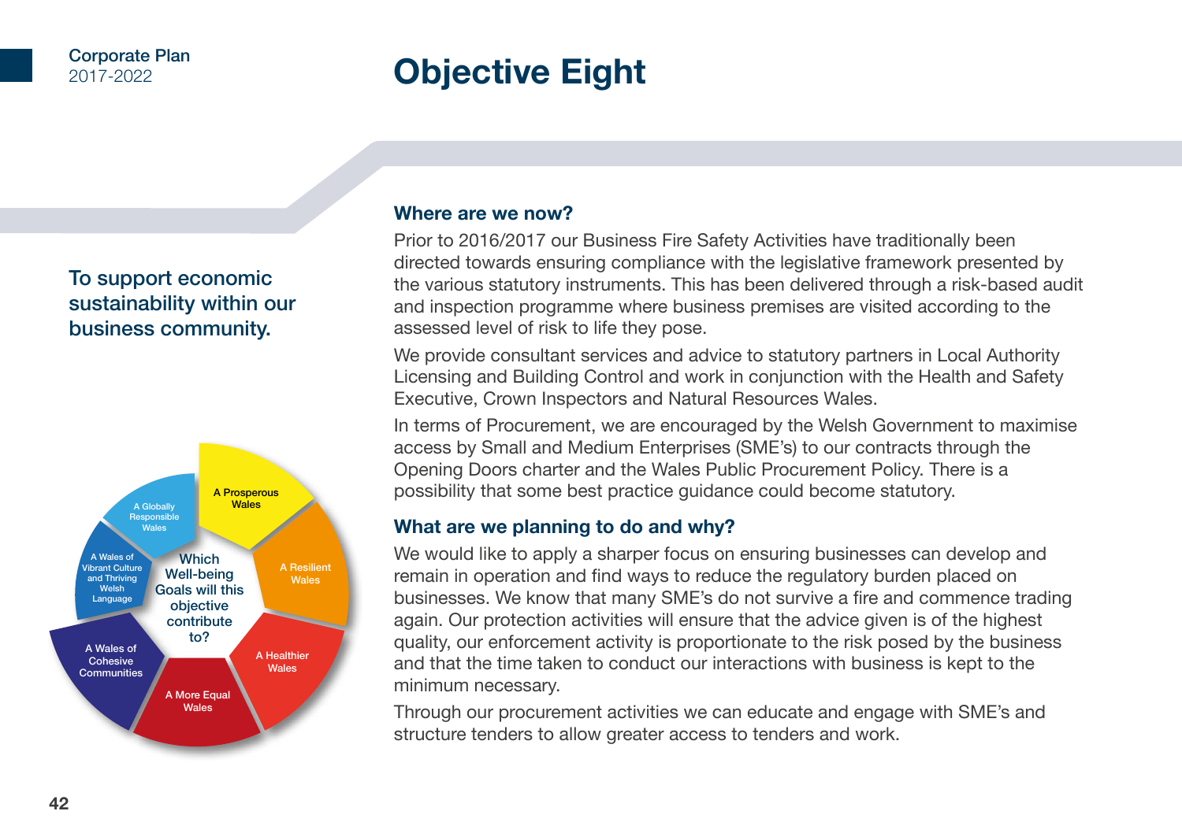# Objective Eight

To support economic sustainability within our business community.

Which Well-being Goals will this objective contribute to?

- A Prosperous Wales
- A Resilient Wales
- A Healthier Wales
- A More Equal Wales
- A Wales of Cohesive Communities
- A Wales of Vibrant Culture and Thriving Welsh Language
- A Globally Responsible Wales

## Where are we now?

Prior to 2016/2017 our Business Fire Safety Activities have traditionally been directed towards ensuring compliance with the legislative framework presented by the various statutory instruments. This has been delivered through a risk-based audit and inspection programme where business premises are visited according to the assessed level of risk to life they pose.

We provide consultant services and advice to statutory partners in Local Authority Licensing and Building Control and work in conjunction with the Health and Safety Executive, Crown Inspectors and Natural Resources Wales.

In terms of Procurement, we are encouraged by the Welsh Government to maximise access by Small and Medium Enterprises (SME's) to our contracts through the Opening Doors charter and the Wales Public Procurement Policy. There is a possibility that some best practice guidance could become statutory.

## What are we planning to do and why?

We would like to apply a sharper focus on ensuring businesses can develop and remain in operation and find ways to reduce the regulatory burden placed on businesses. We know that many SME's do not survive a fire and commence trading again. Our protection activities will ensure that the advice given is of the highest quality, our enforcement activity is proportionate to the risk posed by the business and that the time taken to conduct our interactions with business is kept to the minimum necessary.

Through our procurement activities we can educate and engage with SME's and structure tenders to allow greater access to tenders and work.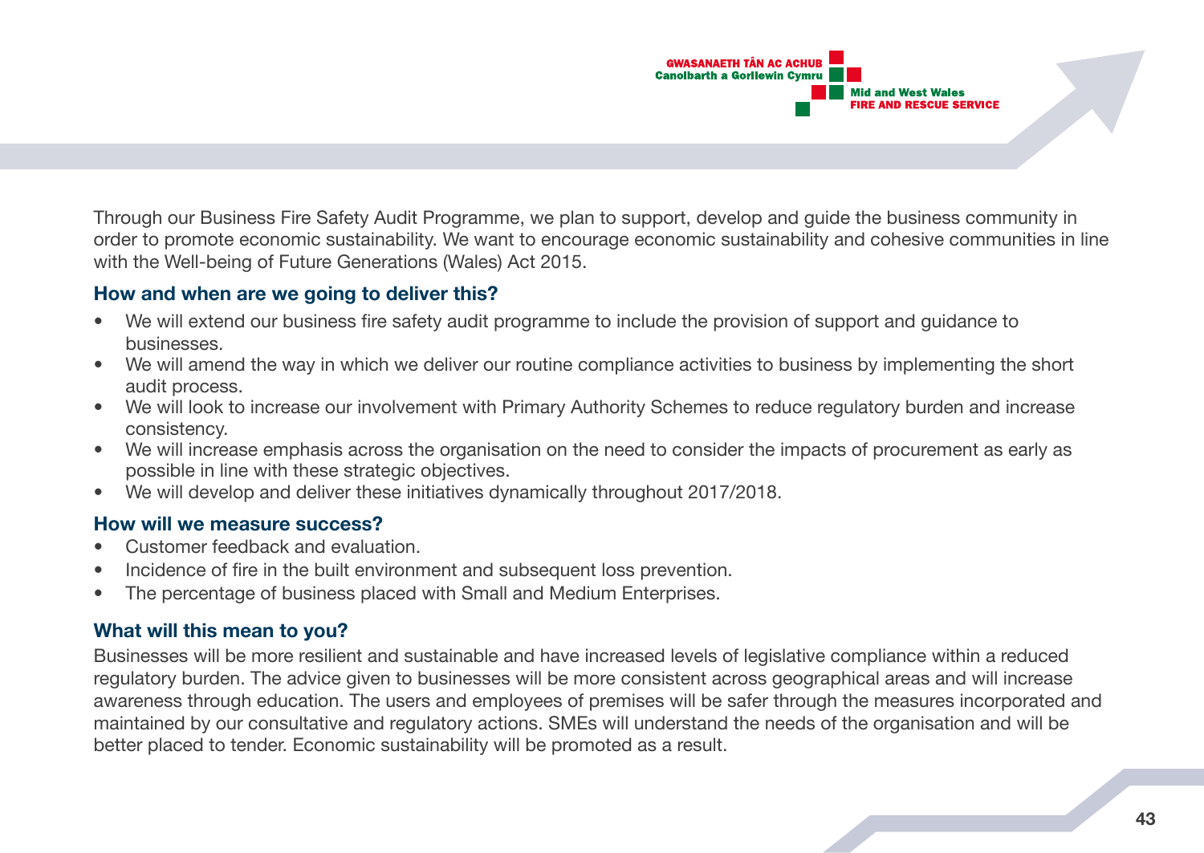Through our Business Fire Safety Audit Programme, we plan to support, develop and guide the business community in order to promote economic sustainability. We want to encourage economic sustainability and cohesive communities in line with the Well-being of Future Generations (Wales) Act 2015.

### How and when are we going to deliver this?

- We will extend our business fire safety audit programme to include the provision of support and guidance to businesses.
- We will amend the way in which we deliver our routine compliance activities to business by implementing the short audit process.
- We will look to increase our involvement with Primary Authority Schemes to reduce regulatory burden and increase consistency.
- We will increase emphasis across the organisation on the need to consider the impacts of procurement as early as possible in line with these strategic objectives.
- We will develop and deliver these initiatives dynamically throughout 2017/2018.

### How will we measure success?

- Customer feedback and evaluation.
- Incidence of fire in the built environment and subsequent loss prevention.
- The percentage of business placed with Small and Medium Enterprises.

### What will this mean to you?

Businesses will be more resilient and sustainable and have increased levels of legislative compliance within a reduced regulatory burden. The advice given to businesses will be more consistent across geographical areas and will increase awareness through education. The users and employees of premises will be safer through the measures incorporated and maintained by our consultative and regulatory actions. SMEs will understand the needs of the organisation and will be better placed to tender. Economic sustainability will be promoted as a result.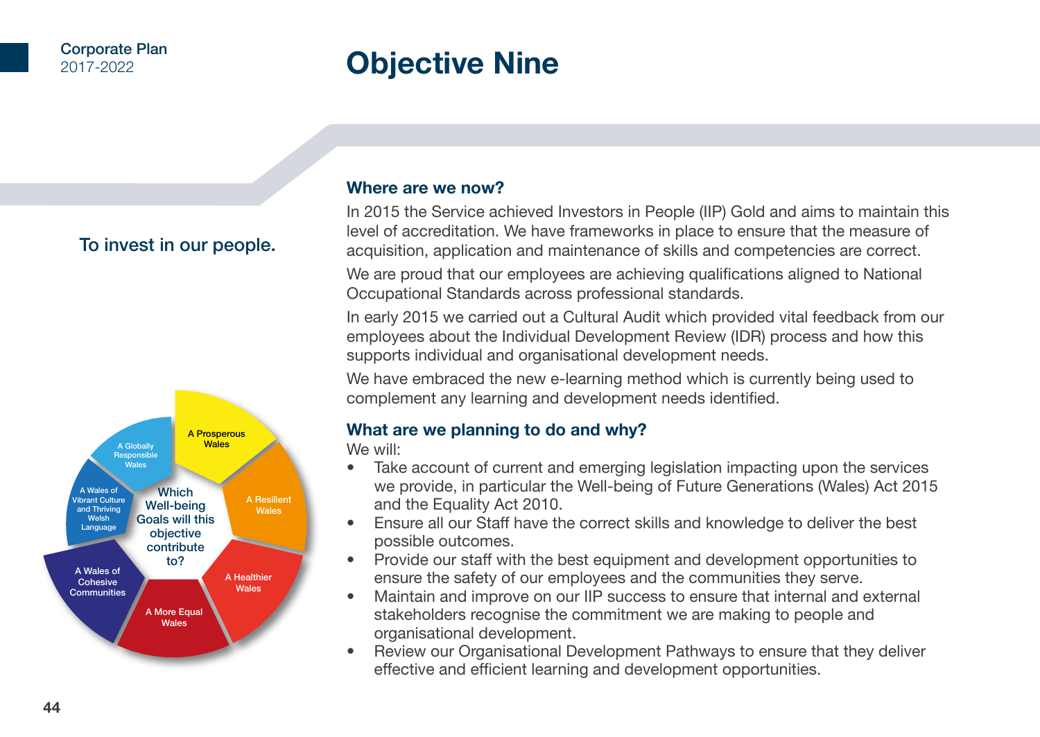# Objective Nine

To invest in our people.

Which Well-being Goals will this objective contribute to?

- A Prosperous Wales
- A Resilient Wales
- A Healthier Wales
- A More Equal Wales
- A Wales of Cohesive Communities
- A Wales of Vibrant Culture and Thriving Welsh Language
- A Globally Responsible Wales

## Where are we now?

In 2015 the Service achieved Investors in People (IIP) Gold and aims to maintain this level of accreditation. We have frameworks in place to ensure that the measure of acquisition, application and maintenance of skills and competencies are correct.

We are proud that our employees are achieving qualifications aligned to National Occupational Standards across professional standards.

In early 2015 we carried out a Cultural Audit which provided vital feedback from our employees about the Individual Development Review (IDR) process and how this supports individual and organisational development needs.

We have embraced the new e-learning method which is currently being used to complement any learning and development needs identified.

## What are we planning to do and why?

We will:

- Take account of current and emerging legislation impacting upon the services we provide, in particular the Well-being of Future Generations (Wales) Act 2015 and the Equality Act 2010.
- Ensure all our Staff have the correct skills and knowledge to deliver the best possible outcomes.
- Provide our staff with the best equipment and development opportunities to ensure the safety of our employees and the communities they serve.
- Maintain and improve on our IIP success to ensure that internal and external stakeholders recognise the commitment we are making to people and organisational development.
- Review our Organisational Development Pathways to ensure that they deliver effective and efficient learning and development opportunities.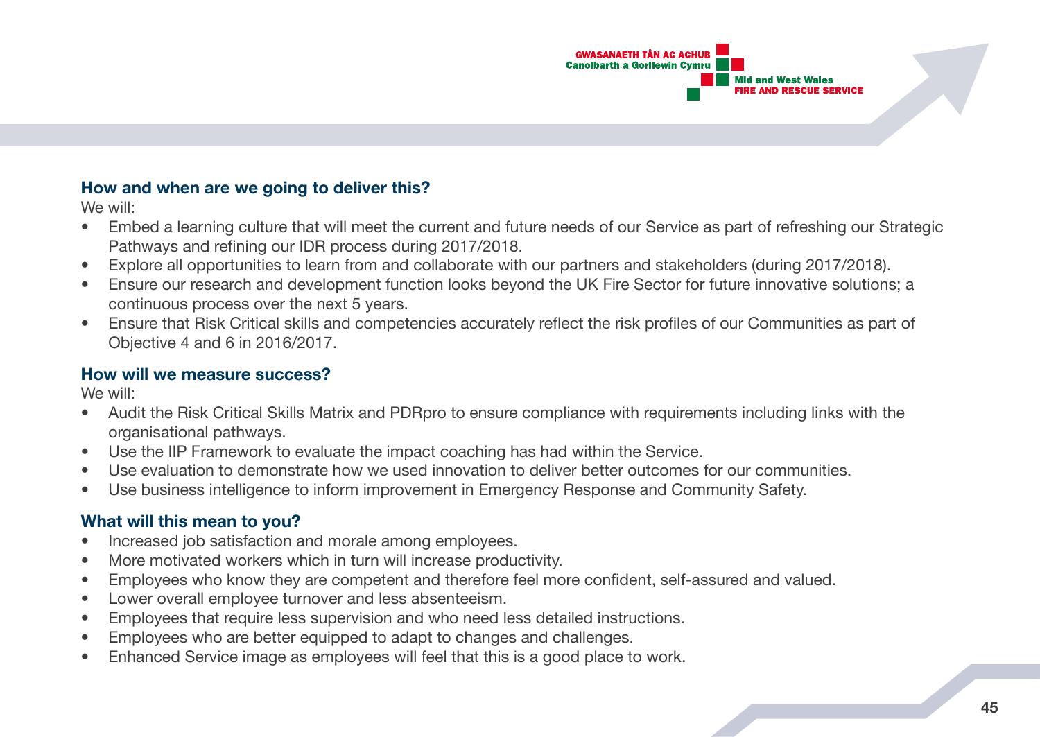### How and when are we going to deliver this?

We will:

- Embed a learning culture that will meet the current and future needs of our Service as part of refreshing our Strategic Pathways and refining our IDR process during 2017/2018.
- Explore all opportunities to learn from and collaborate with our partners and stakeholders (during 2017/2018).
- Ensure our research and development function looks beyond the UK Fire Sector for future innovative solutions; a continuous process over the next 5 years.
- Ensure that Risk Critical skills and competencies accurately reflect the risk profiles of our Communities as part of Objective 4 and 6 in 2016/2017.

### How will we measure success?

We will:

- Audit the Risk Critical Skills Matrix and PDRpro to ensure compliance with requirements including links with the organisational pathways.
- Use the IIP Framework to evaluate the impact coaching has had within the Service.
- Use evaluation to demonstrate how we used innovation to deliver better outcomes for our communities.
- Use business intelligence to inform improvement in Emergency Response and Community Safety.

### What will this mean to you?

- Increased job satisfaction and morale among employees.
- More motivated workers which in turn will increase productivity.
- Employees who know they are competent and therefore feel more confident, self-assured and valued.
- Lower overall employee turnover and less absenteeism.
- Employees that require less supervision and who need less detailed instructions.
- Employees who are better equipped to adapt to changes and challenges.
- Enhanced Service image as employees will feel that this is a good place to work.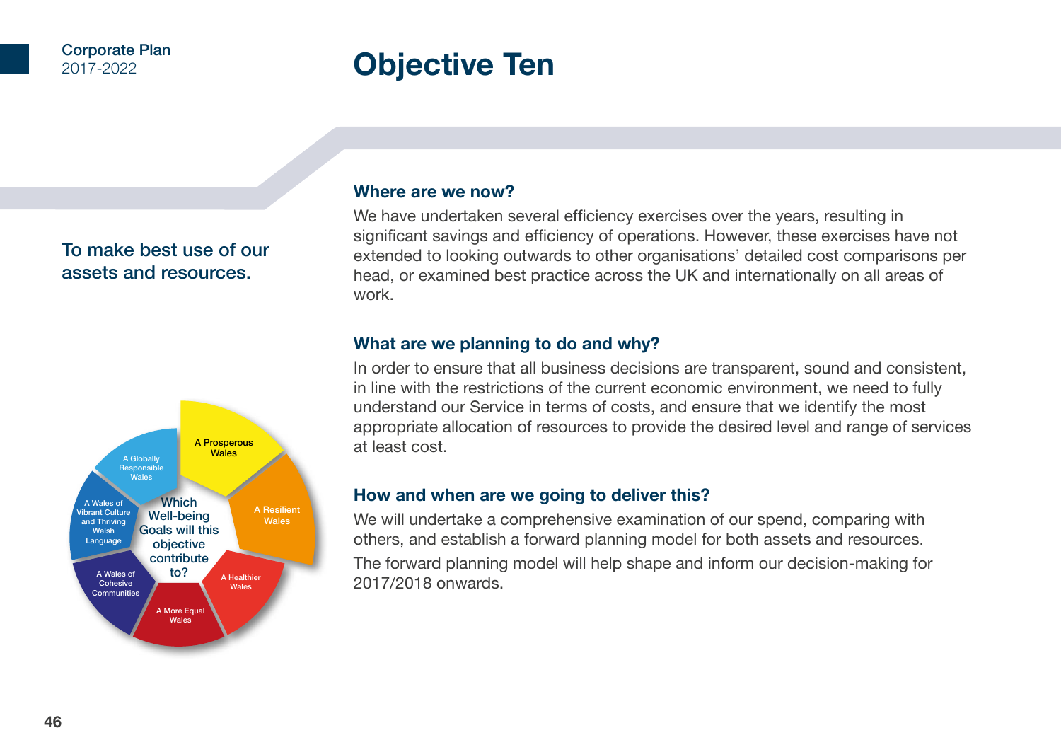# Objective Ten

To make best use of our assets and resources.

Which Well-being Goals will this objective contribute to?

A Prosperous Wales

A Resilient Wales

A Healthier Wales

A More Equal Wales

A Wales of Cohesive Communities

A Wales of Vibrant Culture and Thriving Welsh Language

A Globally Responsible Wales

### Where are we now?

We have undertaken several efficiency exercises over the years, resulting in significant savings and efficiency of operations. However, these exercises have not extended to looking outwards to other organisations' detailed cost comparisons per head, or examined best practice across the UK and internationally on all areas of work.

### What are we planning to do and why?

In order to ensure that all business decisions are transparent, sound and consistent, in line with the restrictions of the current economic environment, we need to fully understand our Service in terms of costs, and ensure that we identify the most appropriate allocation of resources to provide the desired level and range of services at least cost.

### How and when are we going to deliver this?

We will undertake a comprehensive examination of our spend, comparing with others, and establish a forward planning model for both assets and resources.

The forward planning model will help shape and inform our decision-making for 2017/2018 onwards.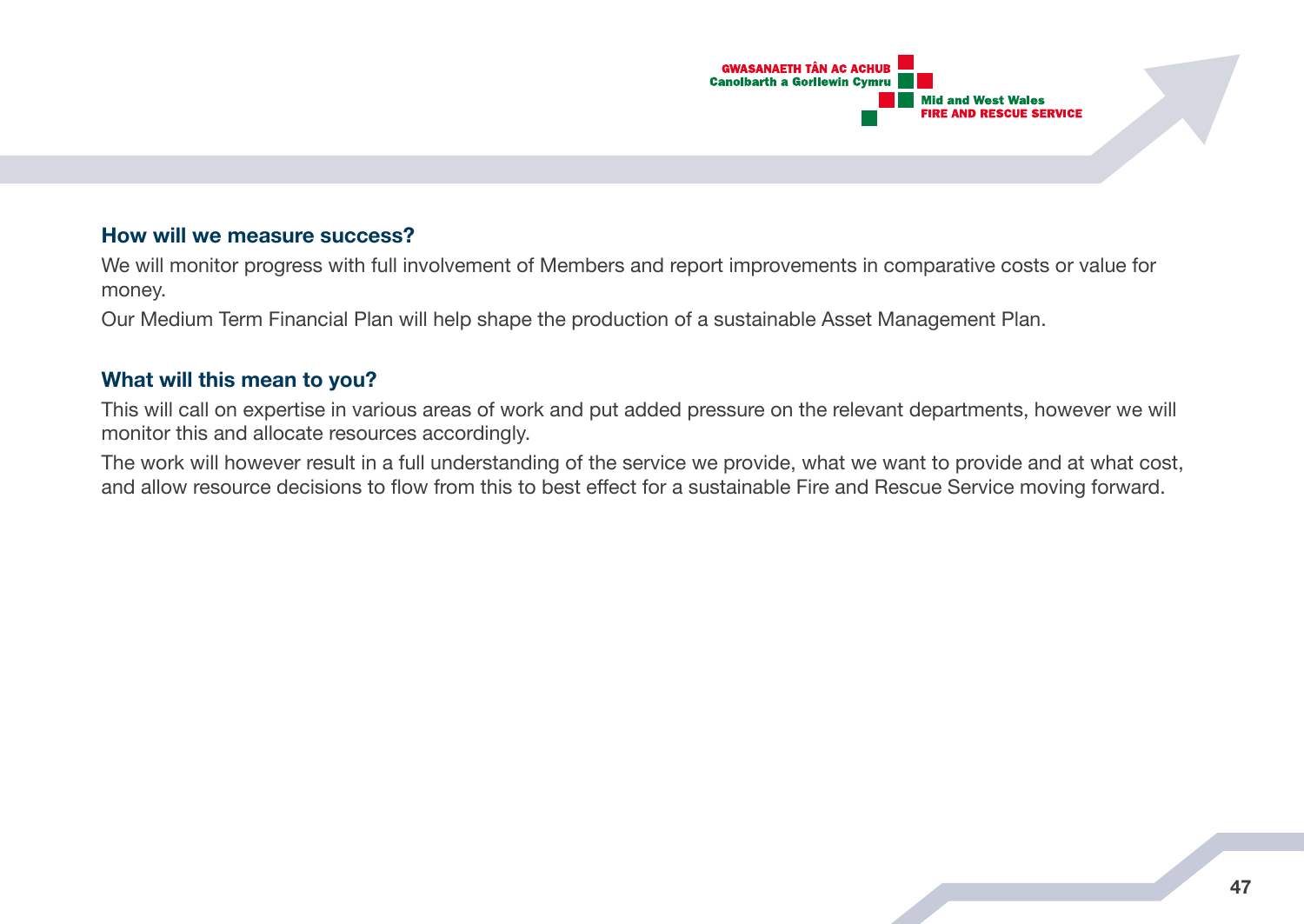### How will we measure success?

We will monitor progress with full involvement of Members and report improvements in comparative costs or value for money.

Our Medium Term Financial Plan will help shape the production of a sustainable Asset Management Plan.

### What will this mean to you?

This will call on expertise in various areas of work and put added pressure on the relevant departments, however we will monitor this and allocate resources accordingly.

The work will however result in a full understanding of the service we provide, what we want to provide and at what cost, and allow resource decisions to flow from this to best effect for a sustainable Fire and Rescue Service moving forward.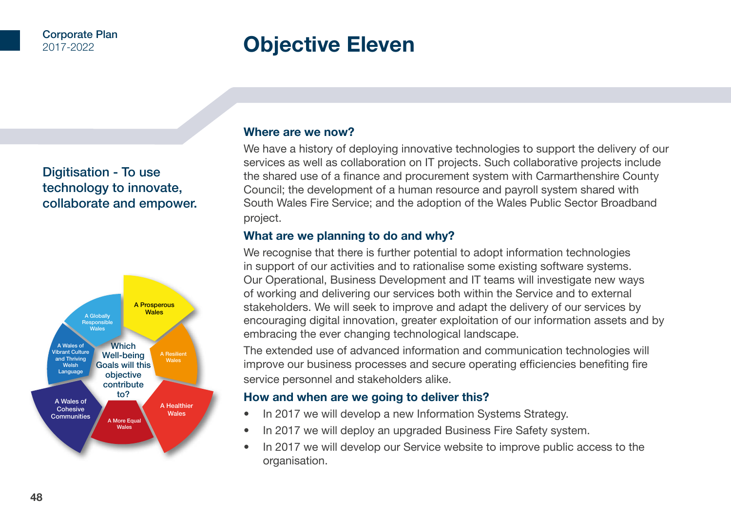# Objective Eleven

**Digitisation - To use technology to innovate, collaborate and empower.**

Which Well-being Goals will this objective contribute to?

- A Prosperous Wales
- A Resilient Wales
- A Healthier Wales
- A More Equal Wales
- A Wales of Cohesive Communities
- A Wales of Vibrant Culture and Thriving Welsh Language
- A Globally Responsible Wales

## Where are we now?

We have a history of deploying innovative technologies to support the delivery of our services as well as collaboration on IT projects. Such collaborative projects include the shared use of a finance and procurement system with Carmarthenshire County Council; the development of a human resource and payroll system shared with South Wales Fire Service; and the adoption of the Wales Public Sector Broadband project.

## What are we planning to do and why?

We recognise that there is further potential to adopt information technologies in support of our activities and to rationalise some existing software systems. Our Operational, Business Development and IT teams will investigate new ways of working and delivering our services both within the Service and to external stakeholders. We will seek to improve and adapt the delivery of our services by encouraging digital innovation, greater exploitation of our information assets and by embracing the ever changing technological landscape.

The extended use of advanced information and communication technologies will improve our business processes and secure operating efficiencies benefiting fire service personnel and stakeholders alike.

## How and when are we going to deliver this?

- In 2017 we will develop a new Information Systems Strategy.
- In 2017 we will deploy an upgraded Business Fire Safety system.
- In 2017 we will develop our Service website to improve public access to the organisation.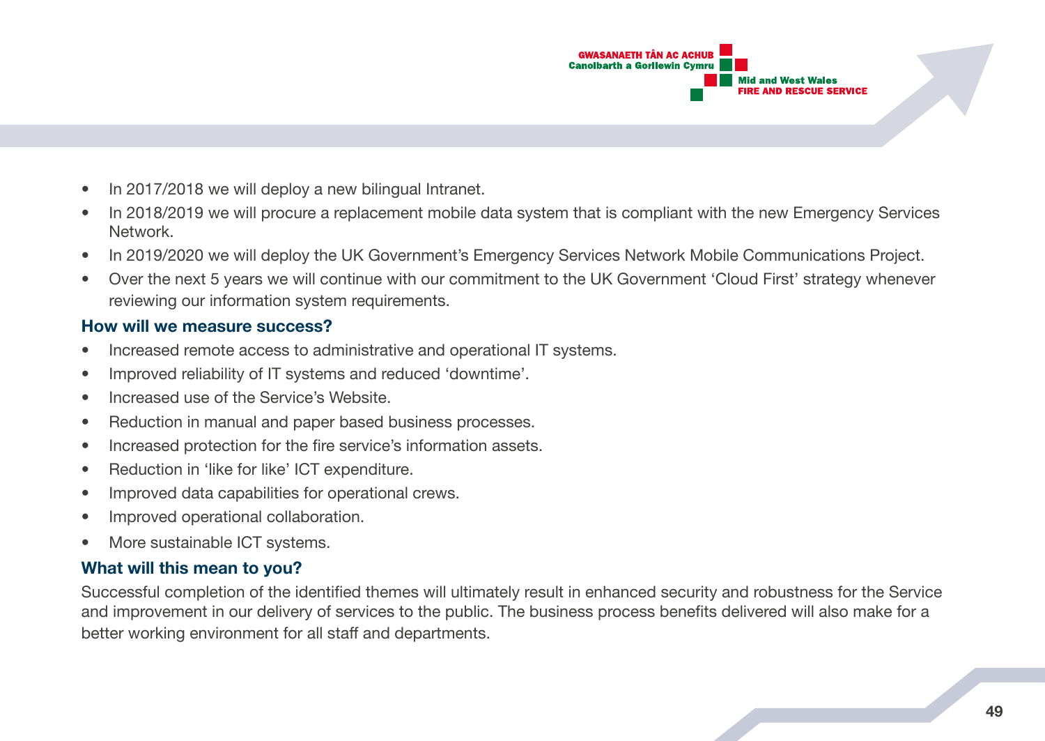- In 2017/2018 we will deploy a new bilingual Intranet.
- In 2018/2019 we will procure a replacement mobile data system that is compliant with the new Emergency Services Network.
- In 2019/2020 we will deploy the UK Government's Emergency Services Network Mobile Communications Project.
- Over the next 5 years we will continue with our commitment to the UK Government 'Cloud First' strategy whenever reviewing our information system requirements.

### How will we measure success?

- Increased remote access to administrative and operational IT systems.
- Improved reliability of IT systems and reduced 'downtime'.
- Increased use of the Service's Website.
- Reduction in manual and paper based business processes.
- Increased protection for the fire service's information assets.
- Reduction in 'like for like' ICT expenditure.
- Improved data capabilities for operational crews.
- Improved operational collaboration.
- More sustainable ICT systems.

### What will this mean to you?

Successful completion of the identified themes will ultimately result in enhanced security and robustness for the Service and improvement in our delivery of services to the public. The business process benefits delivered will also make for a better working environment for all staff and departments.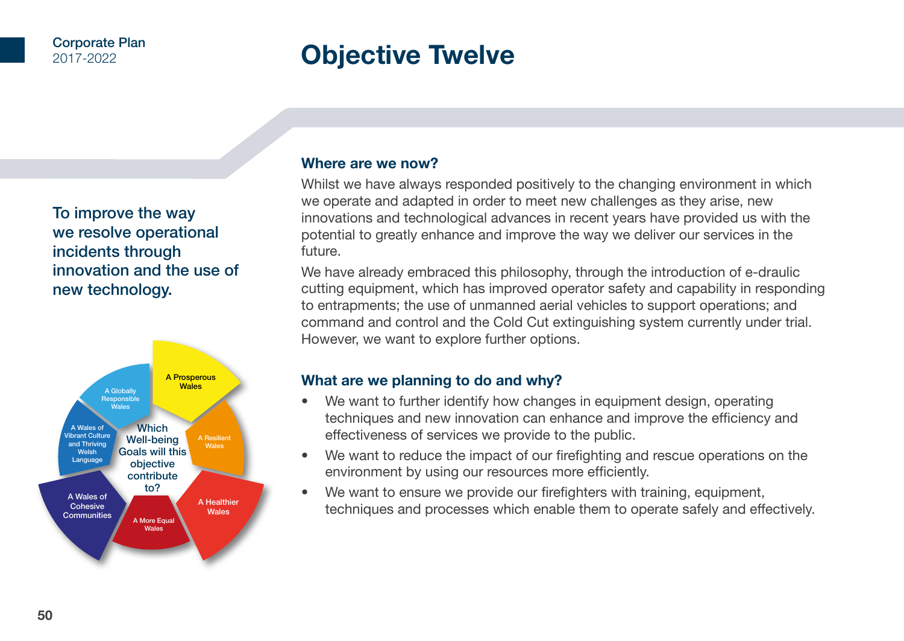# Objective Twelve

To improve the way we resolve operational incidents through innovation and the use of new technology.

Which Well-being Goals will this objective contribute to?

- A Prosperous Wales
- A Resilient Wales
- A Healthier Wales
- A More Equal Wales
- A Wales of Cohesive Communities
- A Wales of Vibrant Culture and Thriving Welsh Language
- A Globally Responsible Wales

## Where are we now?

Whilst we have always responded positively to the changing environment in which we operate and adapted in order to meet new challenges as they arise, new innovations and technological advances in recent years have provided us with the potential to greatly enhance and improve the way we deliver our services in the future.

We have already embraced this philosophy, through the introduction of e-draulic cutting equipment, which has improved operator safety and capability in responding to entrapments; the use of unmanned aerial vehicles to support operations; and command and control and the Cold Cut extinguishing system currently under trial. However, we want to explore further options.

## What are we planning to do and why?

- We want to further identify how changes in equipment design, operating techniques and new innovation can enhance and improve the efficiency and effectiveness of services we provide to the public.
- We want to reduce the impact of our firefighting and rescue operations on the environment by using our resources more efficiently.
- We want to ensure we provide our firefighters with training, equipment, techniques and processes which enable them to operate safely and effectively.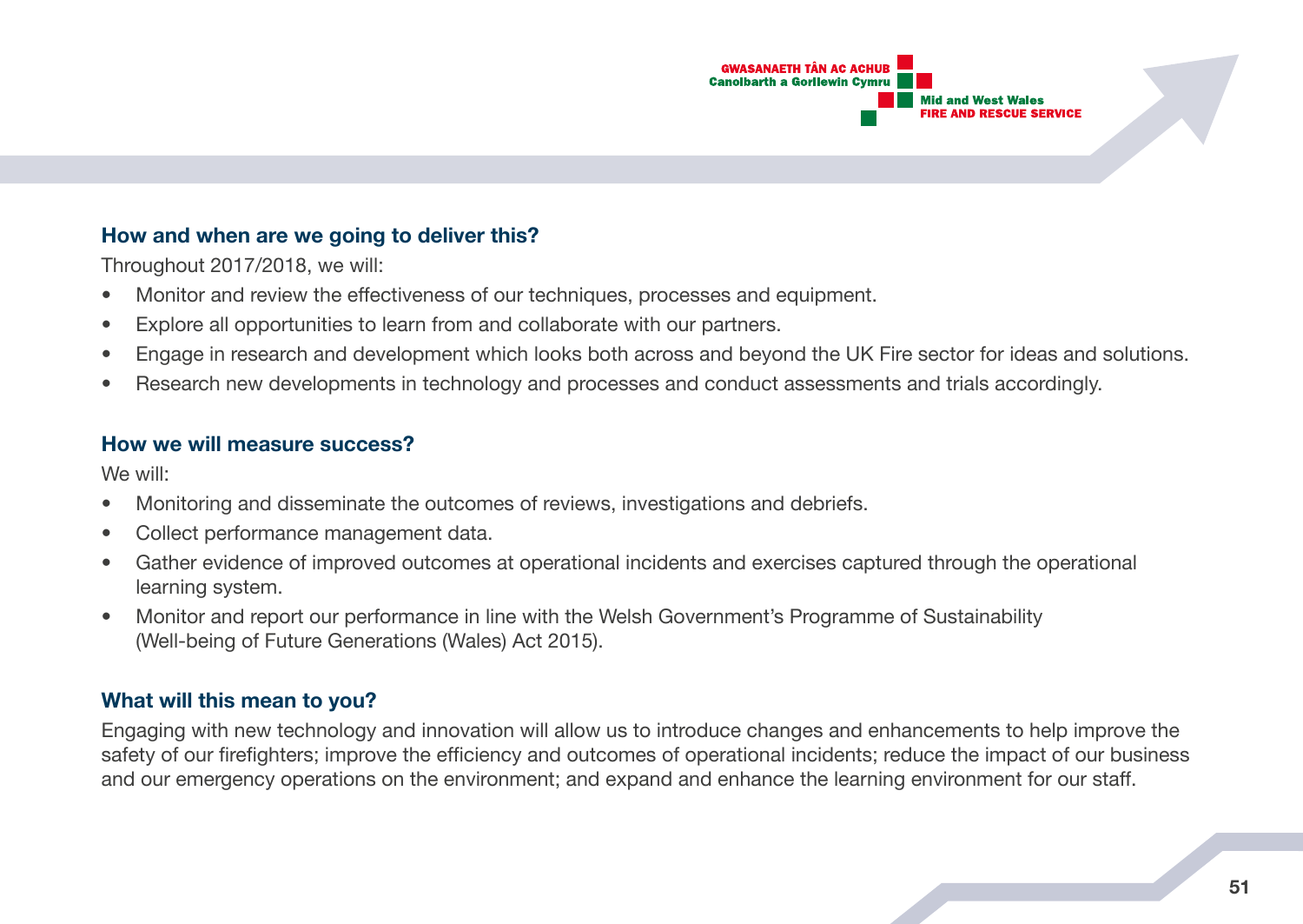### How and when are we going to deliver this?

Throughout 2017/2018, we will:

- Monitor and review the effectiveness of our techniques, processes and equipment.
- Explore all opportunities to learn from and collaborate with our partners.
- Engage in research and development which looks both across and beyond the UK Fire sector for ideas and solutions.
- Research new developments in technology and processes and conduct assessments and trials accordingly.

### How we will measure success?

We will:

- Monitoring and disseminate the outcomes of reviews, investigations and debriefs.
- Collect performance management data.
- Gather evidence of improved outcomes at operational incidents and exercises captured through the operational learning system.
- Monitor and report our performance in line with the Welsh Government's Programme of Sustainability (Well-being of Future Generations (Wales) Act 2015).

### What will this mean to you?

Engaging with new technology and innovation will allow us to introduce changes and enhancements to help improve the safety of our firefighters; improve the efficiency and outcomes of operational incidents; reduce the impact of our business and our emergency operations on the environment; and expand and enhance the learning environment for our staff.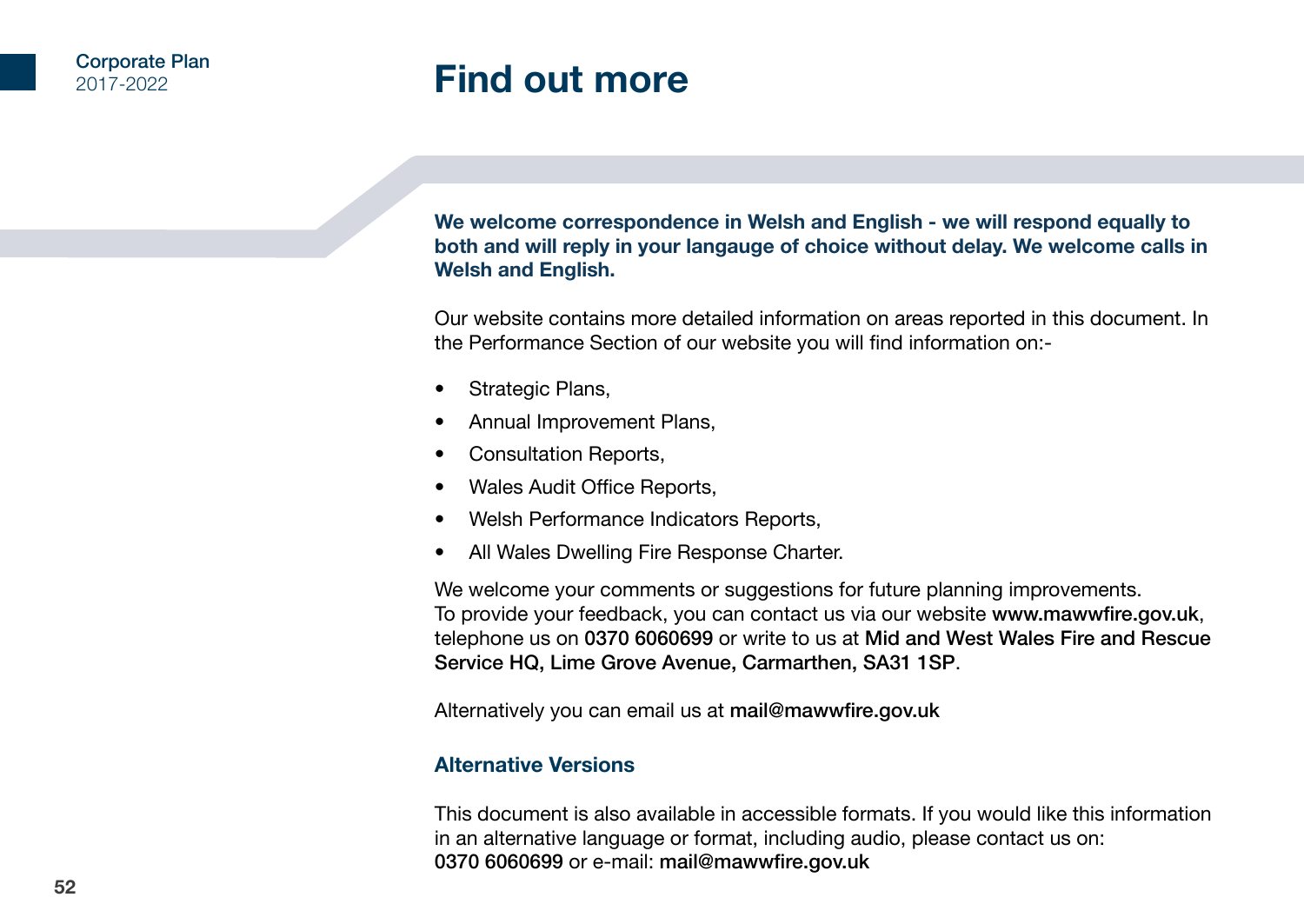# Find out more

**We welcome correspondence in Welsh and English - we will respond equally to both and will reply in your langauge of choice without delay. We welcome calls in Welsh and English.**

Our website contains more detailed information on areas reported in this document. In the Performance Section of our website you will find information on:-

- Strategic Plans,
- Annual Improvement Plans,
- Consultation Reports,
- Wales Audit Office Reports,
- Welsh Performance Indicators Reports,
- All Wales Dwelling Fire Response Charter.

We welcome your comments or suggestions for future planning improvements. To provide your feedback, you can contact us via our website **www.mawwfire.gov.uk**, telephone us on **0370 6060699** or write to us at **Mid and West Wales Fire and Rescue Service HQ, Lime Grove Avenue, Carmarthen, SA31 1SP**.

Alternatively you can email us at **mail@mawwfire.gov.uk**

## Alternative Versions

This document is also available in accessible formats. If you would like this information in an alternative language or format, including audio, please contact us on: **0370 6060699** or e-mail: **mail@mawwfire.gov.uk**